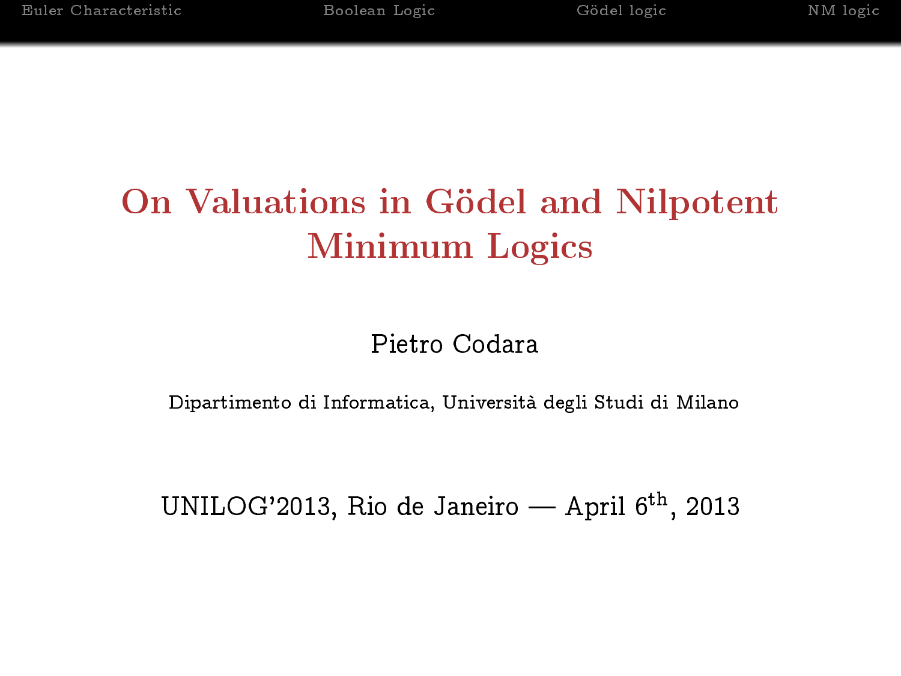# On Valuations in Gödel and Nilpotent Minimum Logics

Pietro Codara

Dipartimento di Informatica, Università degli Studi di Milano

UNILOG'2013, Rio de Janeiro — April 6$^{\text{th}}$, 2013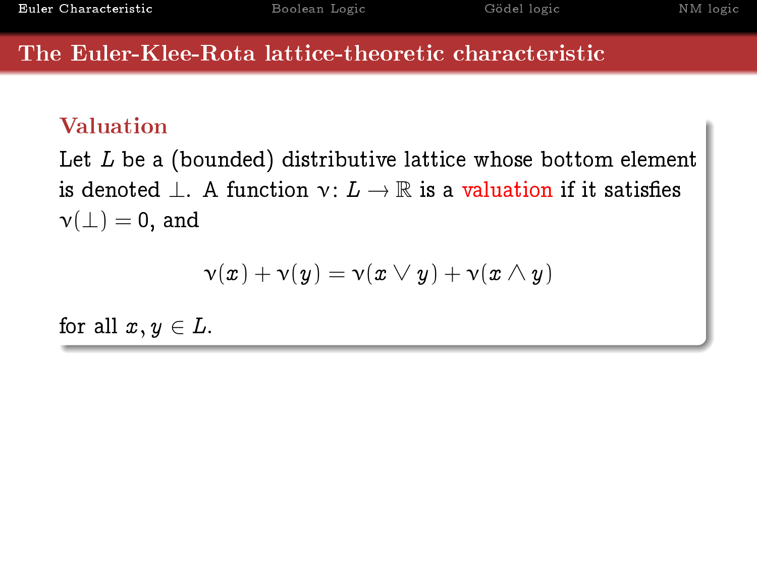## The Euler-Klee-Rota lattice-theoretic characteristic

### Valuation

Let $L$ be a (bounded) distributive lattice whose bottom element is denoted $\bot$. A function $\nu \colon L \to \mathbb{R}$ is a valuation if it satisfies $\nu(\bot) = 0$, and

$$\nu(x) + \nu(y) = \nu(x \vee y) + \nu(x \wedge y)$$

for all $x, y \in L$.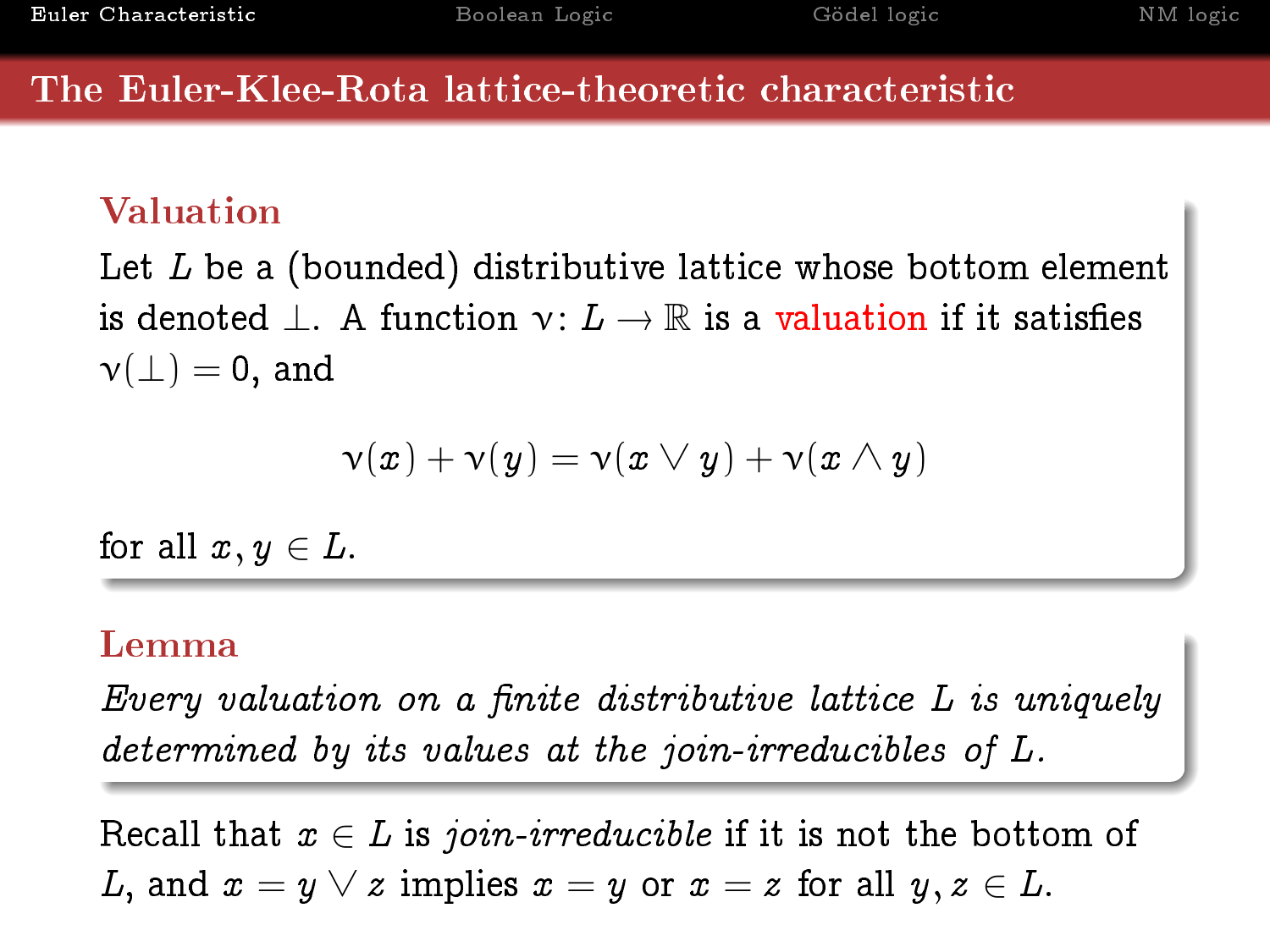## The Euler-Klee-Rota lattice-theoretic characteristic

### Valuation

Let $L$ be a (bounded) distributive lattice whose bottom element is denoted $\perp$. A function $\nu \colon L \to \mathbb{R}$ is a valuation if it satisfies $\nu(\perp) = 0$, and

$$\nu(x) + \nu(y) = \nu(x \vee y) + \nu(x \wedge y)$$

for all $x, y \in L$.

### Lemma

*Every valuation on a finite distributive lattice $L$ is uniquely determined by its values at the join-irreducibles of $L$.*

Recall that $x \in L$ is *join-irreducible* if it is not the bottom of $L$, and $x = y \vee z$ implies $x = y$ or $x = z$ for all $y, z \in L$.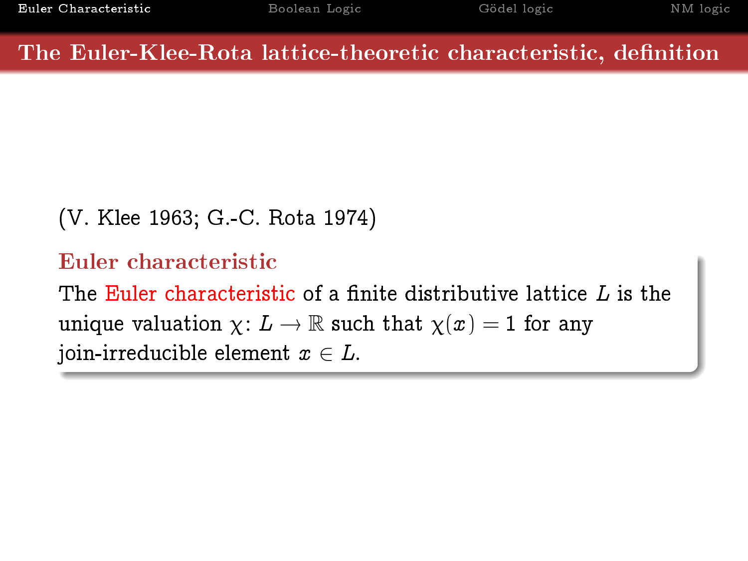## The Euler-Klee-Rota lattice-theoretic characteristic, definition

(V. Klee 1963; G.-C. Rota 1974)

### Euler characteristic

The Euler characteristic of a finite distributive lattice $L$ is the unique valuation $\chi \colon L \to \mathbb{R}$ such that $\chi(x) = 1$ for any join-irreducible element $x \in L$.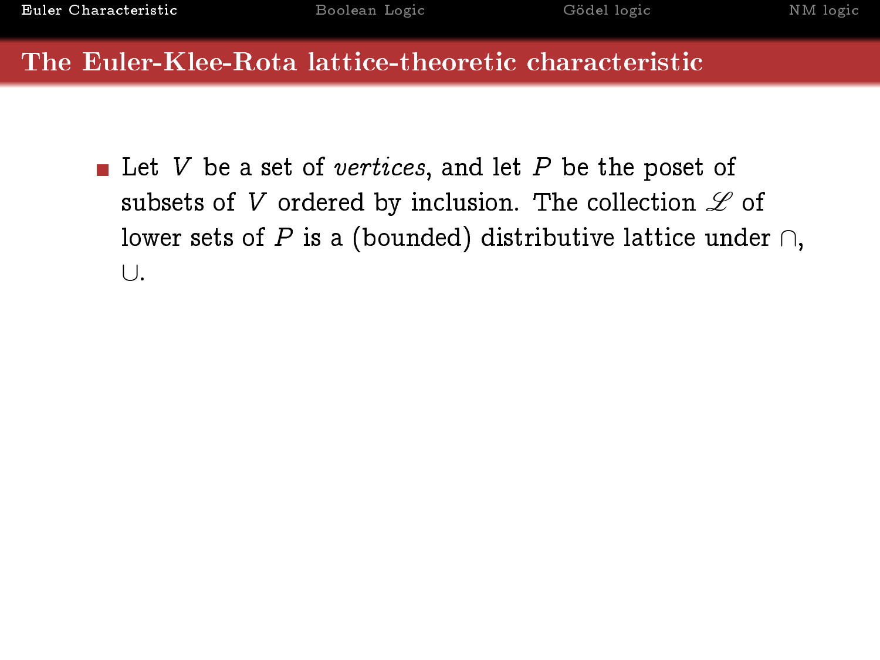## The Euler-Klee-Rota lattice-theoretic characteristic

- Let $V$ be a set of *vertices*, and let $P$ be the poset of subsets of $V$ ordered by inclusion. The collection $\mathscr{L}$ of lower sets of $P$ is a (bounded) distributive lattice under $\cap$, $\cup$.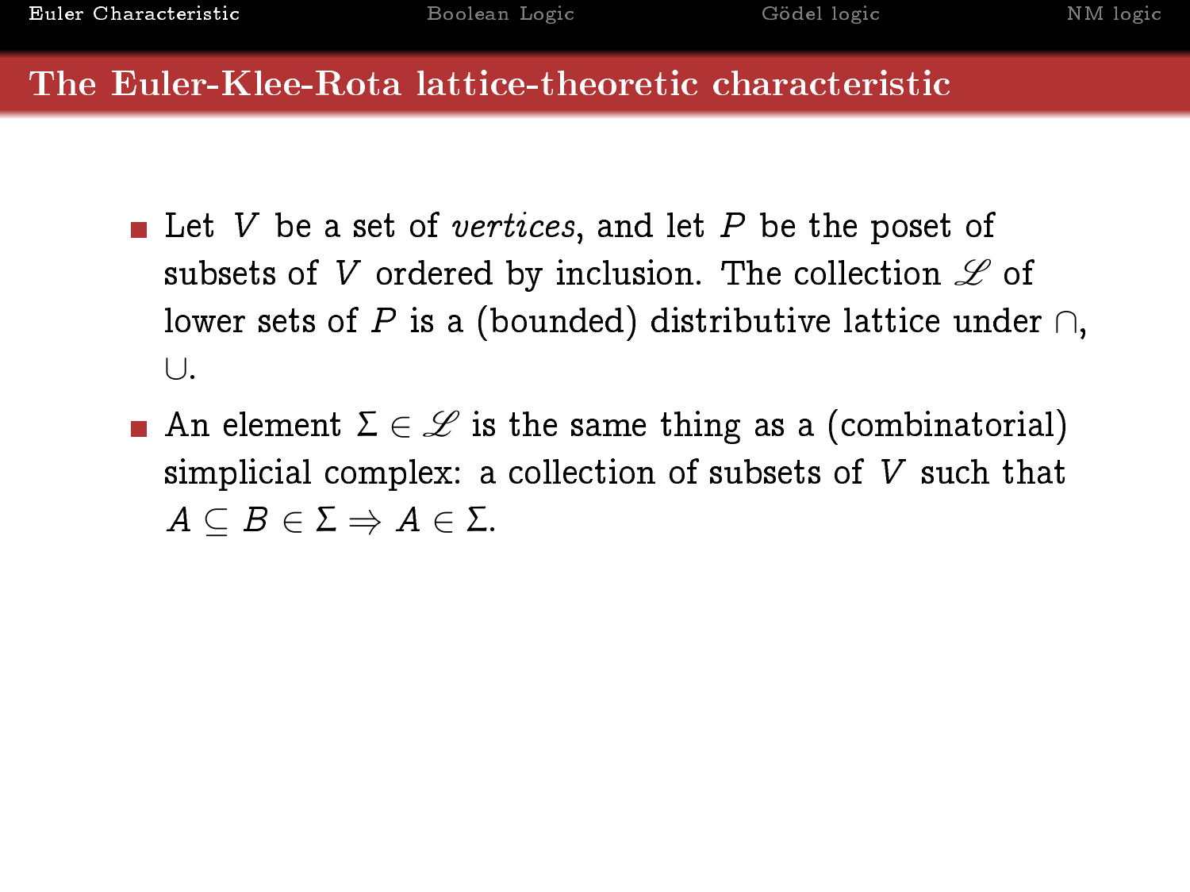## The Euler-Klee-Rota lattice-theoretic characteristic

- Let $V$ be a set of *vertices*, and let $P$ be the poset of subsets of $V$ ordered by inclusion. The collection $\mathscr{L}$ of lower sets of $P$ is a (bounded) distributive lattice under $\cap$, $\cup$.
- An element $\Sigma \in \mathscr{L}$ is the same thing as a (combinatorial) simplicial complex: a collection of subsets of $V$ such that $A \subseteq B \in \Sigma \Rightarrow A \in \Sigma$.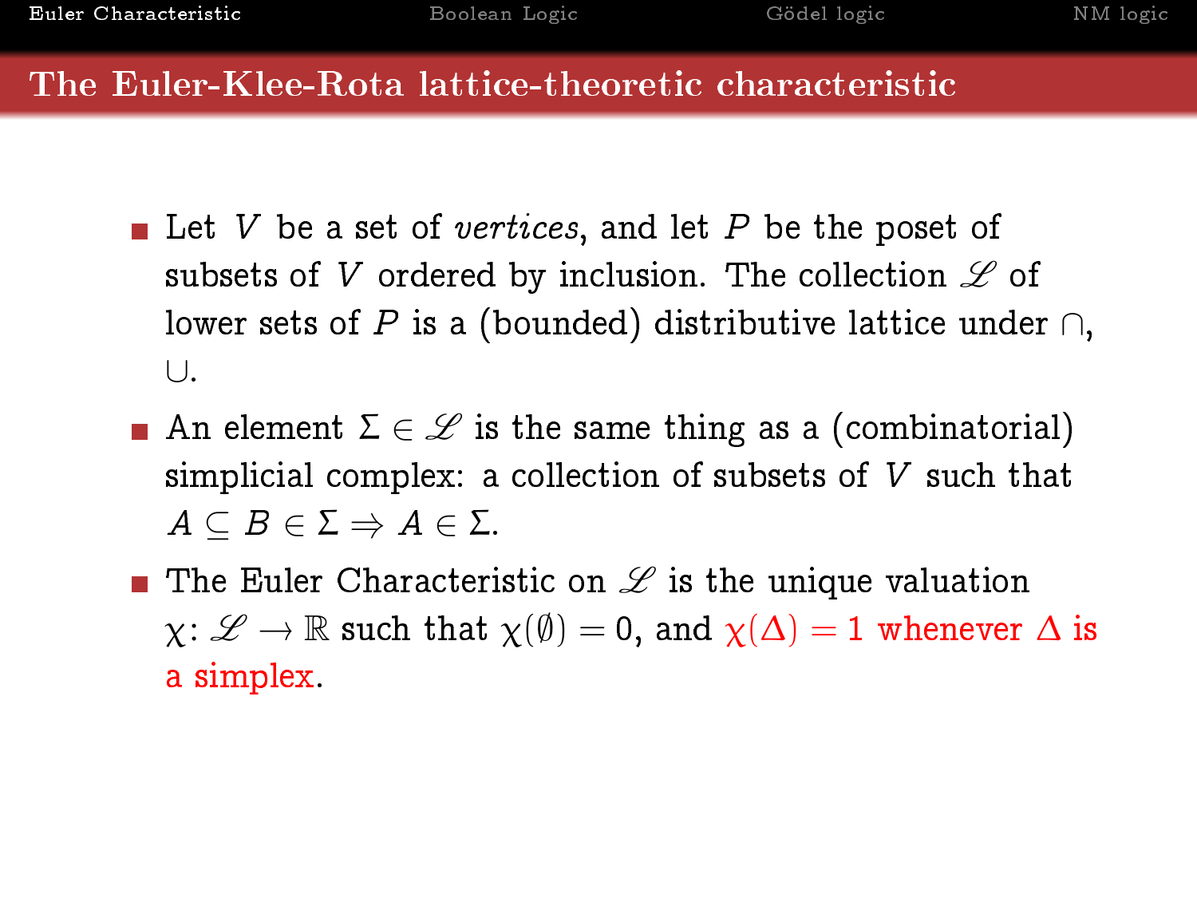## The Euler-Klee-Rota lattice-theoretic characteristic

- Let $V$ be a set of *vertices*, and let $P$ be the poset of subsets of $V$ ordered by inclusion. The collection $\mathscr{L}$ of lower sets of $P$ is a (bounded) distributive lattice under $\cap$, $\cup$.
- An element $\Sigma \in \mathscr{L}$ is the same thing as a (combinatorial) simplicial complex: a collection of subsets of $V$ such that $A \subseteq B \in \Sigma \Rightarrow A \in \Sigma$.
- The Euler Characteristic on $\mathscr{L}$ is the unique valuation $\chi \colon \mathscr{L} \to \mathbb{R}$ such that $\chi(\emptyset) = 0$, and $\chi(\Delta) = 1$ whenever $\Delta$ is a simplex.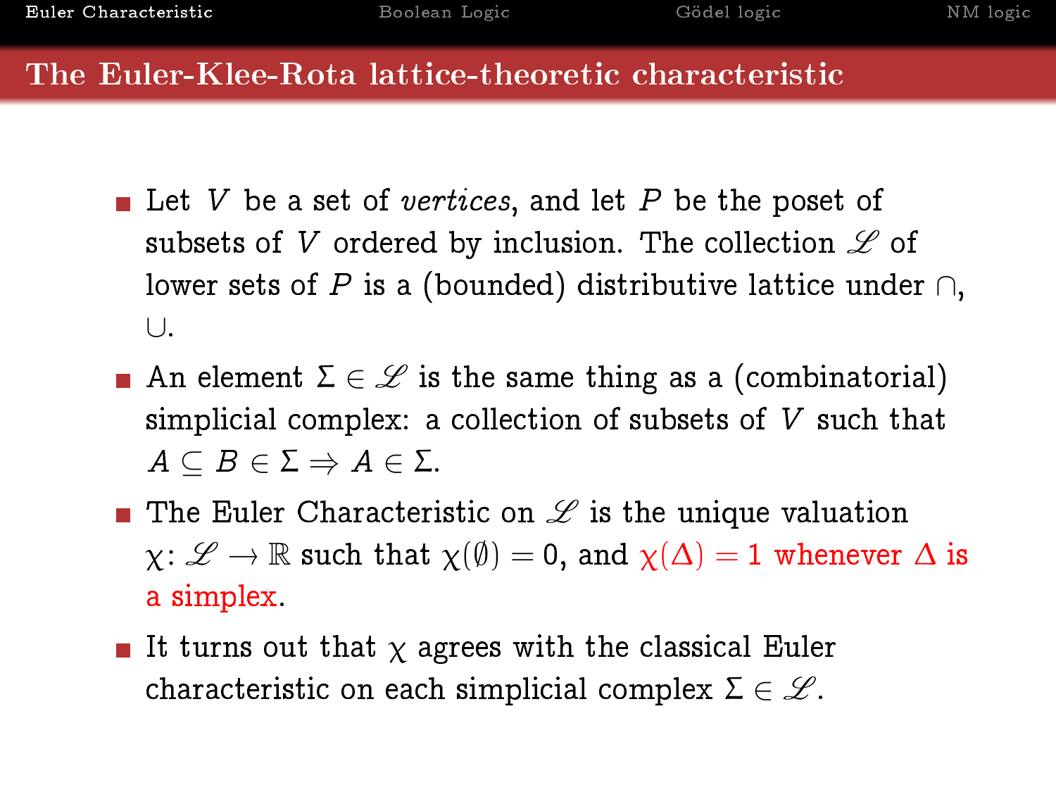## The Euler-Klee-Rota lattice-theoretic characteristic

- Let $V$ be a set of *vertices*, and let $P$ be the poset of subsets of $V$ ordered by inclusion. The collection $\mathscr{L}$ of lower sets of $P$ is a (bounded) distributive lattice under $\cap$, $\cup$.
- An element $\Sigma \in \mathscr{L}$ is the same thing as a (combinatorial) simplicial complex: a collection of subsets of $V$ such that $A \subseteq B \in \Sigma \Rightarrow A \in \Sigma$.
- The Euler Characteristic on $\mathscr{L}$ is the unique valuation $\chi \colon \mathscr{L} \to \mathbb{R}$ such that $\chi(\emptyset) = 0$, and $\chi(\Delta) = 1$ whenever $\Delta$ is a simplex.
- It turns out that $\chi$ agrees with the classical Euler characteristic on each simplicial complex $\Sigma \in \mathscr{L}$.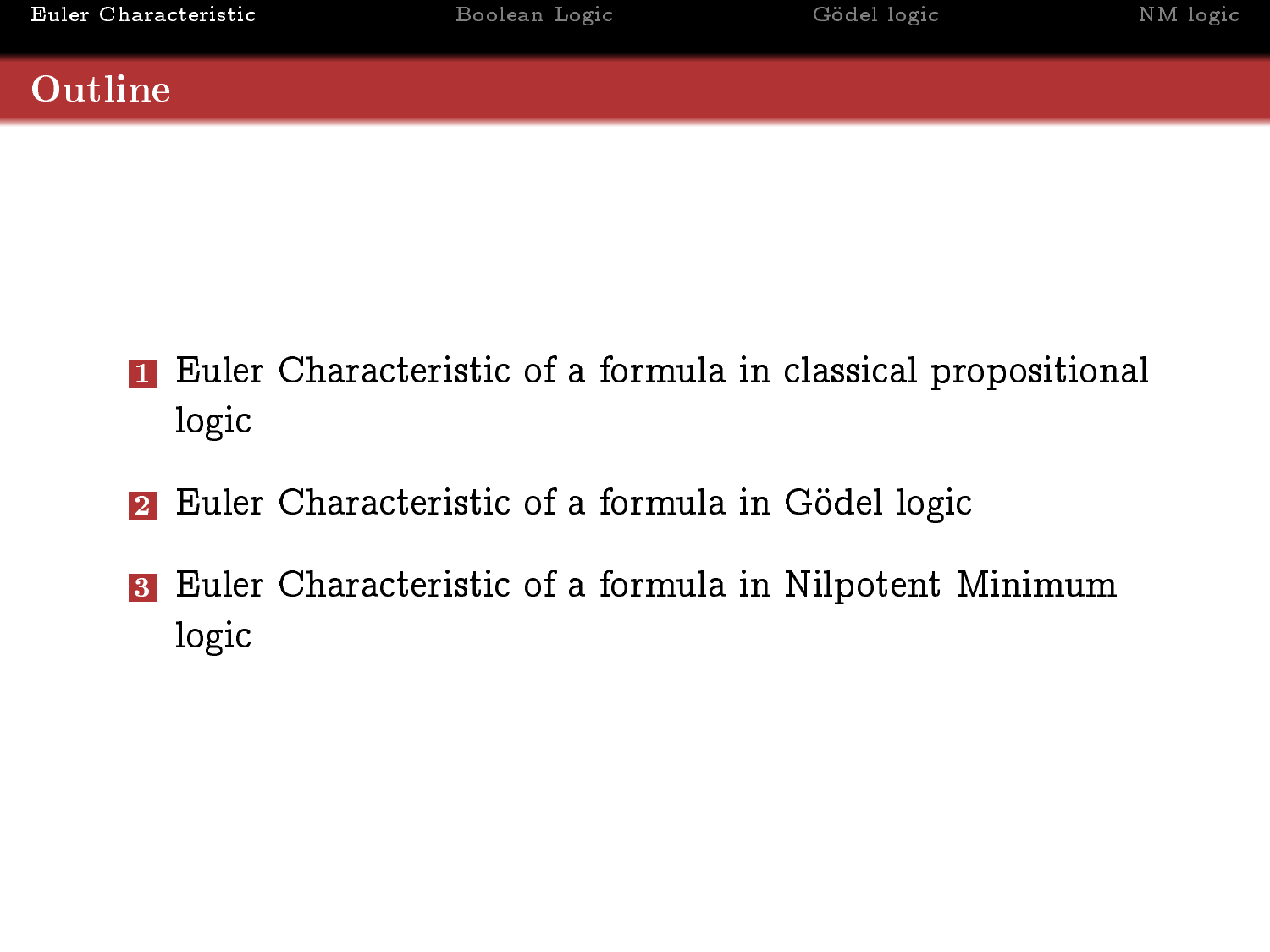# Outline

1. Euler Characteristic of a formula in classical propositional logic
2. Euler Characteristic of a formula in Gödel logic
3. Euler Characteristic of a formula in Nilpotent Minimum logic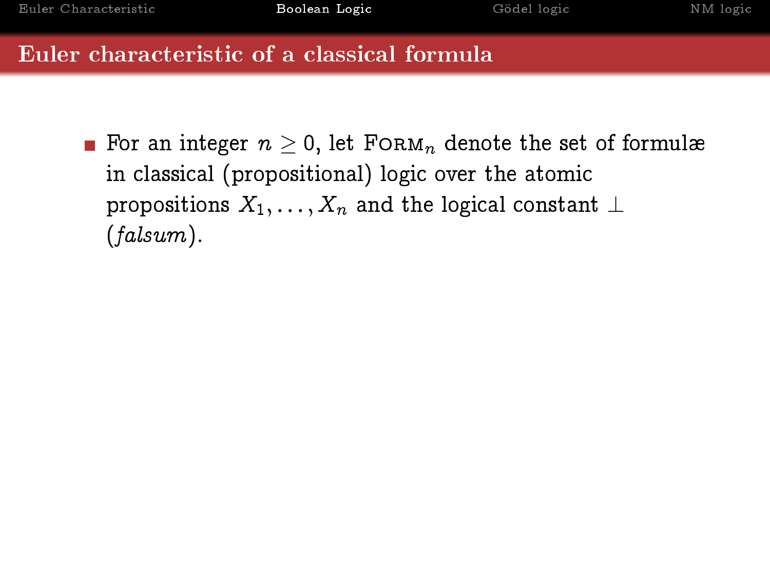## Euler characteristic of a classical formula

- For an integer $n \geq 0$, let $\textsc{Form}_n$ denote the set of formulæ in classical (propositional) logic over the atomic propositions $X_1, \ldots, X_n$ and the logical constant $\bot$ (*falsum*).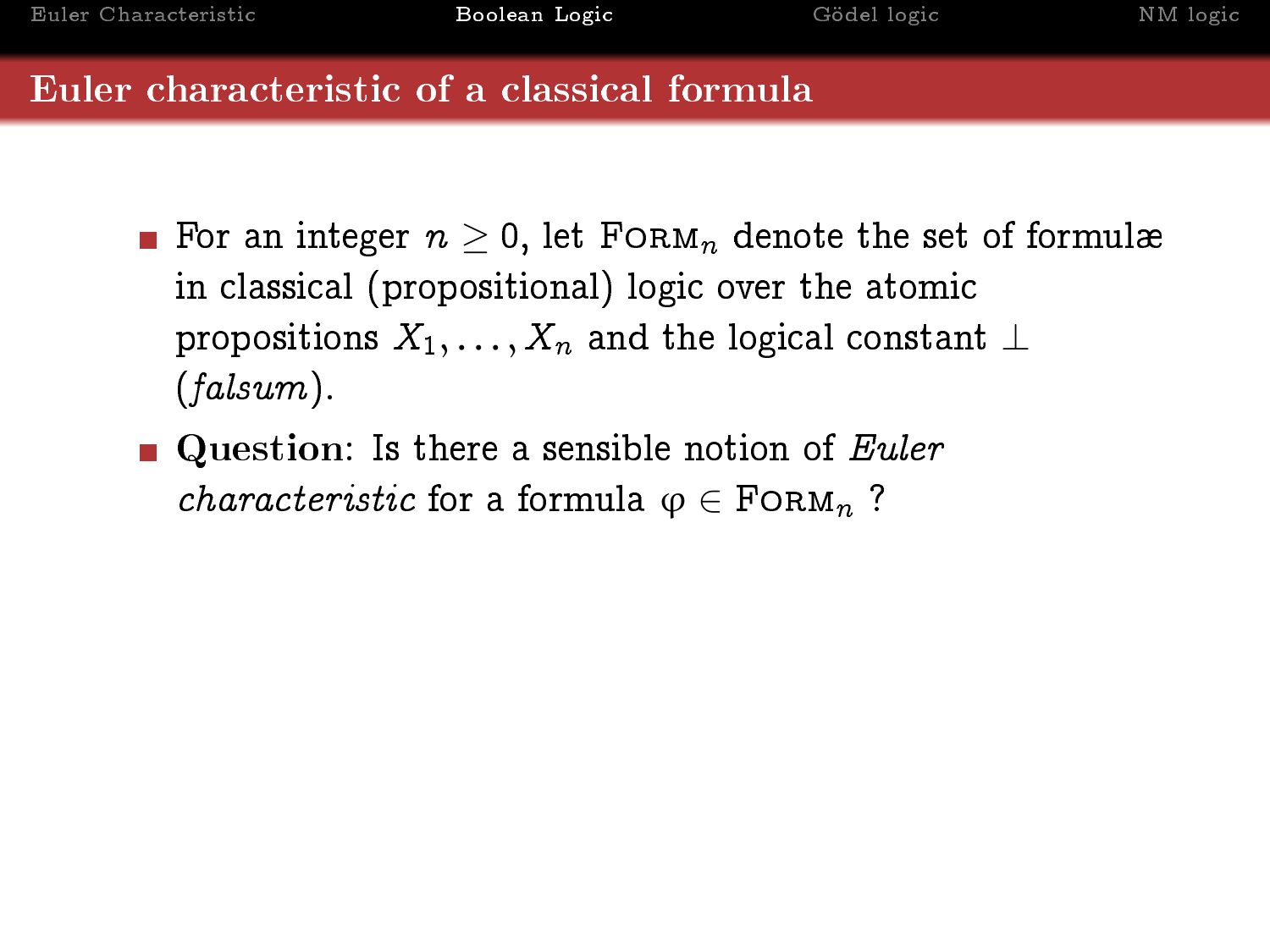## Euler characteristic of a classical formula

- For an integer $n \geq 0$, let $\textsc{Form}_n$ denote the set of formulæ in classical (propositional) logic over the atomic propositions $X_1, \ldots, X_n$ and the logical constant $\perp$ (*falsum*).
- **Question**: Is there a sensible notion of *Euler characteristic* for a formula $\varphi \in \textsc{Form}_n$ ?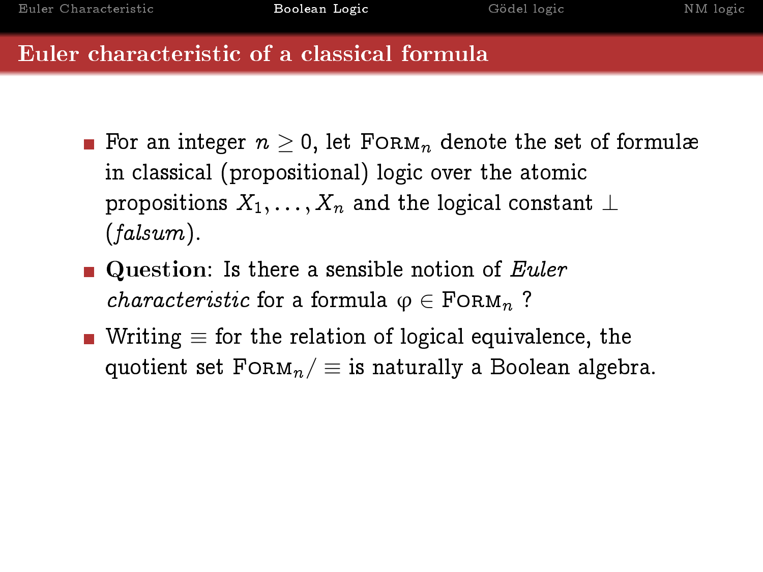## Euler characteristic of a classical formula

- For an integer $n \geq 0$, let $\textsc{Form}_n$ denote the set of formulæ in classical (propositional) logic over the atomic propositions $X_1, \ldots, X_n$ and the logical constant $\bot$ (*falsum*).
- **Question**: Is there a sensible notion of *Euler characteristic* for a formula $\varphi \in \textsc{Form}_n$ ?
- Writing $\equiv$ for the relation of logical equivalence, the quotient set $\textsc{Form}_n / \equiv$ is naturally a Boolean algebra.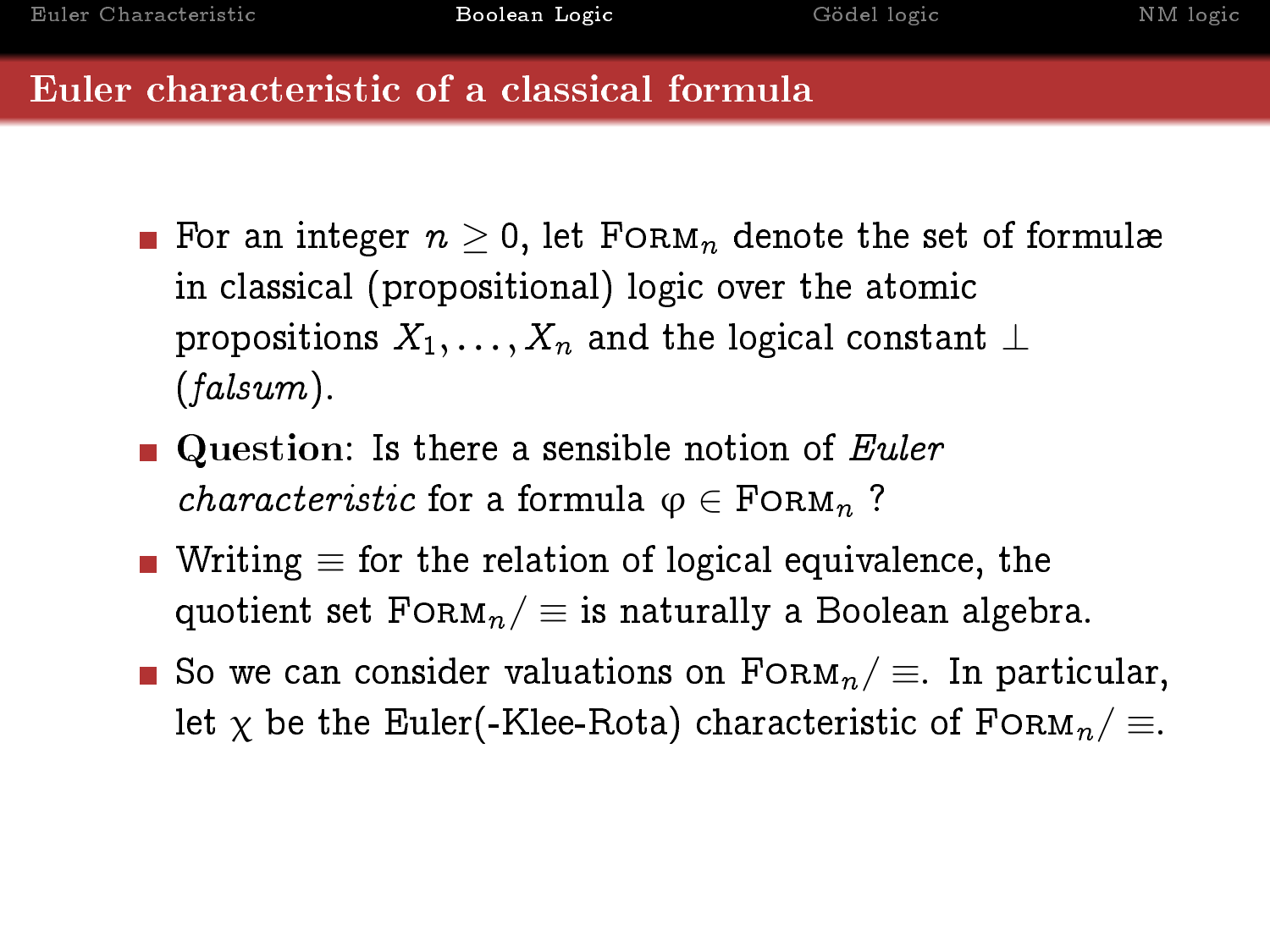## Euler characteristic of a classical formula

- For an integer $n \geq 0$, let $\textsc{Form}_n$ denote the set of formulæ in classical (propositional) logic over the atomic propositions $X_1, \ldots, X_n$ and the logical constant $\perp$ (*falsum*).
- **Question**: Is there a sensible notion of *Euler characteristic* for a formula $\varphi \in \textsc{Form}_n$ ?
- Writing $\equiv$ for the relation of logical equivalence, the quotient set $\textsc{Form}_n/\equiv$ is naturally a Boolean algebra.
- So we can consider valuations on $\textsc{Form}_n/\equiv$. In particular, let $\chi$ be the Euler(-Klee-Rota) characteristic of $\textsc{Form}_n/\equiv$.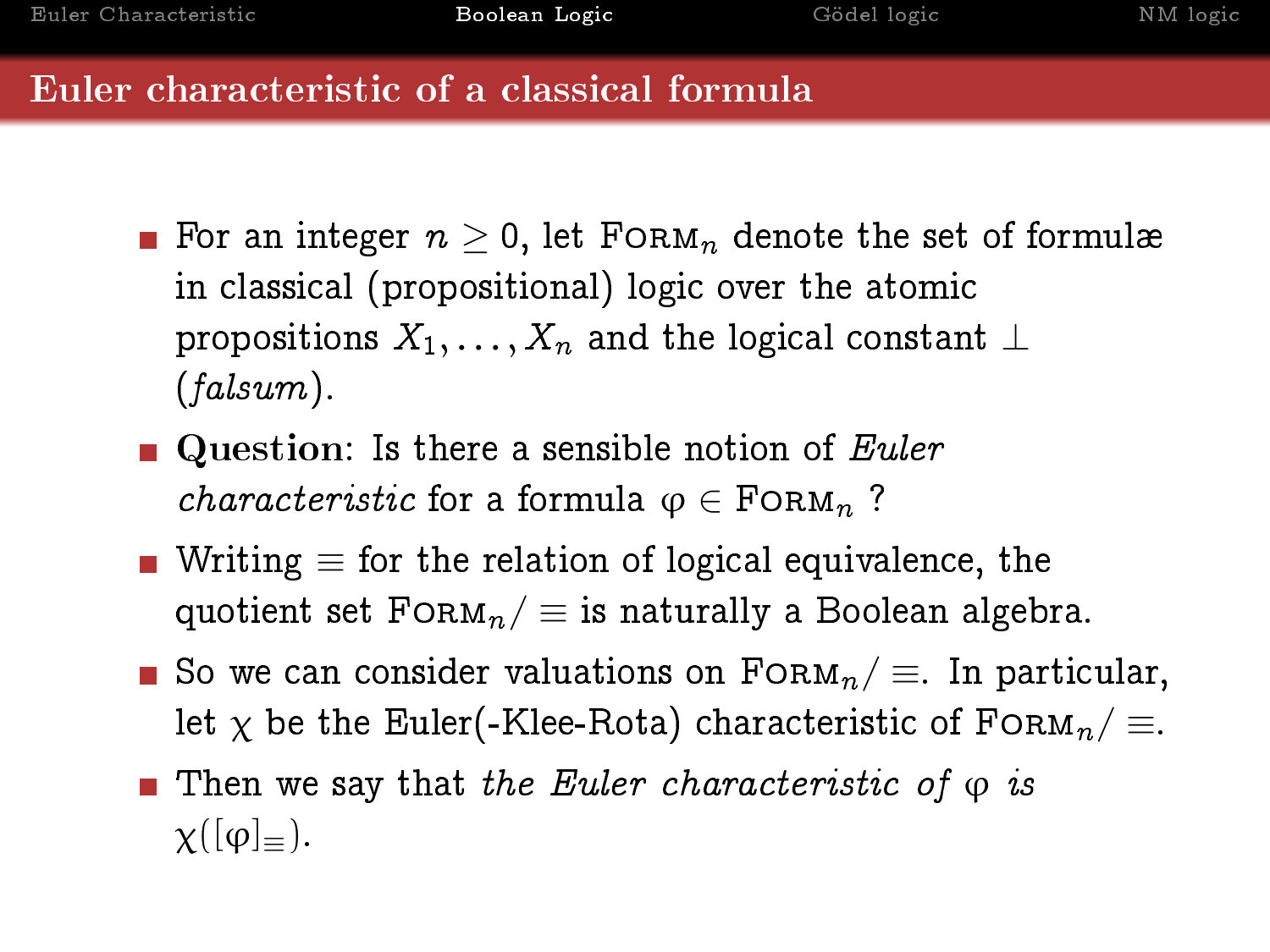## Euler characteristic of a classical formula

- For an integer $n \geq 0$, let $\textsc{Form}_n$ denote the set of formulæ in classical (propositional) logic over the atomic propositions $X_1, \ldots, X_n$ and the logical constant $\bot$ (*falsum*).
- **Question**: Is there a sensible notion of *Euler characteristic* for a formula $\varphi \in \textsc{Form}_n$ ?
- Writing $\equiv$ for the relation of logical equivalence, the quotient set $\textsc{Form}_n/\equiv$ is naturally a Boolean algebra.
- So we can consider valuations on $\textsc{Form}_n/\equiv$. In particular, let $\chi$ be the Euler(-Klee-Rota) characteristic of $\textsc{Form}_n/\equiv$.
- Then we say that *the Euler characteristic of* $\varphi$ *is* $\chi([\varphi]_\equiv)$.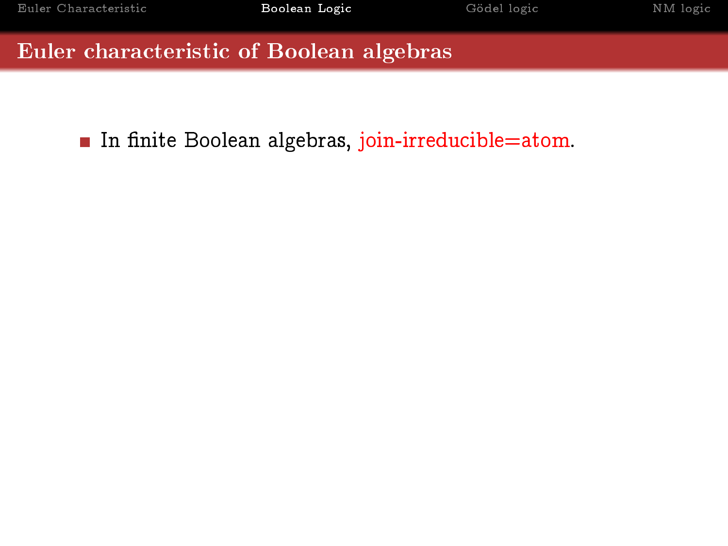## Euler characteristic of Boolean algebras

- In finite Boolean algebras, join-irreducible=atom.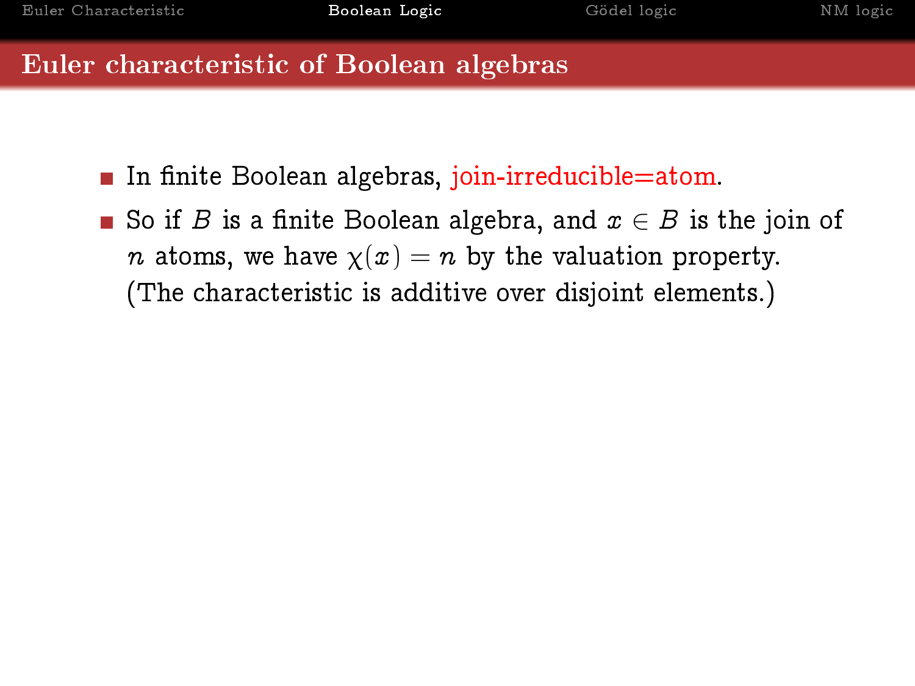## Euler characteristic of Boolean algebras

- In finite Boolean algebras, join-irreducible=atom.
- So if $B$ is a finite Boolean algebra, and $x \in B$ is the join of $n$ atoms, we have $\chi(x) = n$ by the valuation property. (The characteristic is additive over disjoint elements.)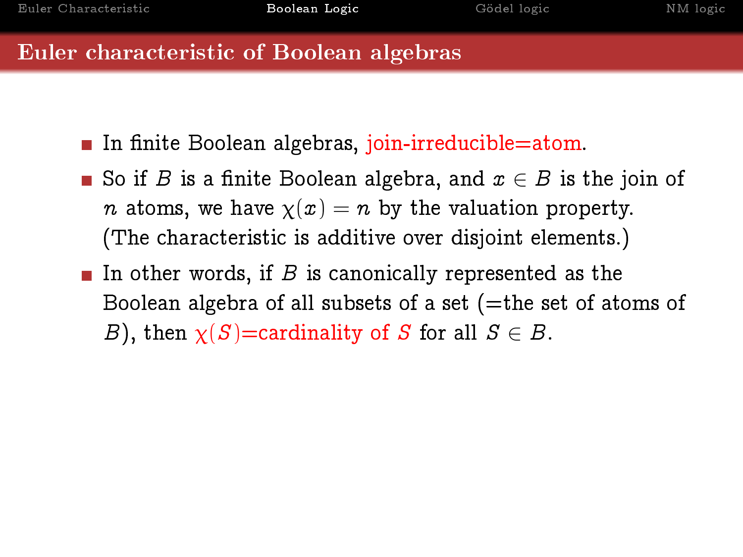## Euler characteristic of Boolean algebras

- In finite Boolean algebras, join-irreducible=atom.
- So if $B$ is a finite Boolean algebra, and $x \in B$ is the join of $n$ atoms, we have $\chi(x) = n$ by the valuation property. (The characteristic is additive over disjoint elements.)
- In other words, if $B$ is canonically represented as the Boolean algebra of all subsets of a set (=the set of atoms of $B$), then $\chi(S)$=cardinality of $S$ for all $S \in B$.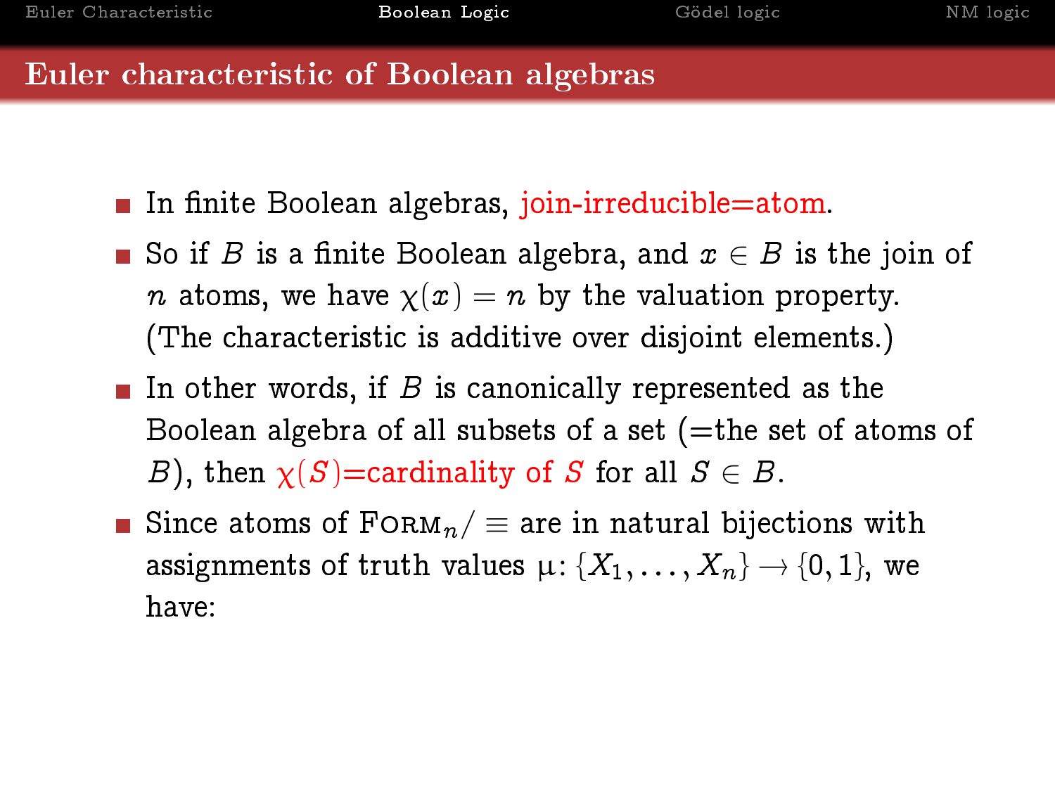## Euler characteristic of Boolean algebras

- In finite Boolean algebras, join-irreducible=atom.
- So if $B$ is a finite Boolean algebra, and $x \in B$ is the join of $n$ atoms, we have $\chi(x) = n$ by the valuation property. (The characteristic is additive over disjoint elements.)
- In other words, if $B$ is canonically represented as the Boolean algebra of all subsets of a set (=the set of atoms of $B$), then $\chi(S)$=cardinality of $S$ for all $S \in B$.
- Since atoms of $\textsc{Form}_n/\equiv$ are in natural bijections with assignments of truth values $\mu \colon \{X_1, \ldots, X_n\} \to \{0, 1\}$, we have: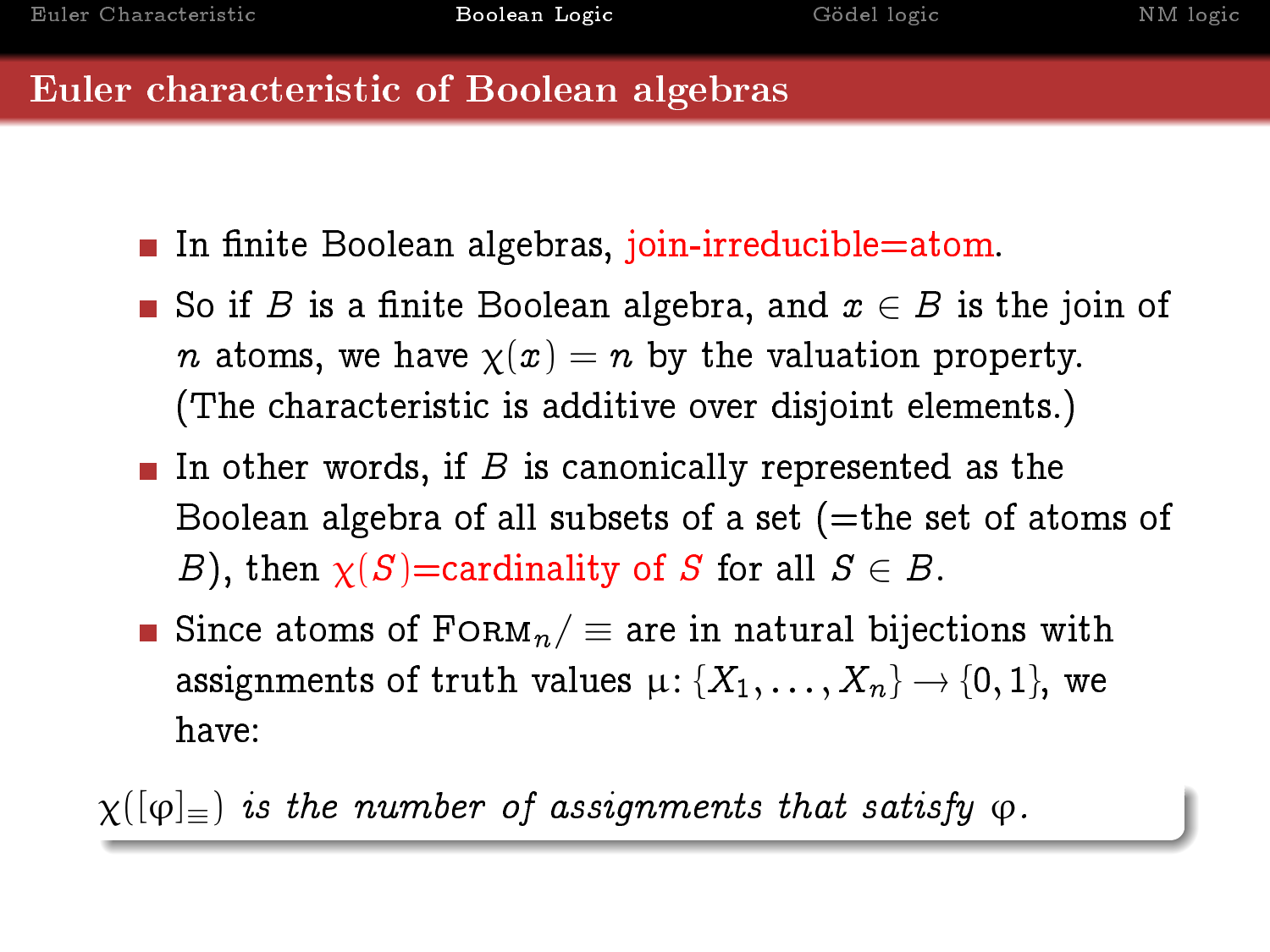# Euler characteristic of Boolean algebras

- In finite Boolean algebras, join-irreducible=atom.
- So if $B$ is a finite Boolean algebra, and $x \in B$ is the join of $n$ atoms, we have $\chi(x) = n$ by the valuation property. (The characteristic is additive over disjoint elements.)
- In other words, if $B$ is canonically represented as the Boolean algebra of all subsets of a set (=the set of atoms of $B$), then $\chi(S)$=cardinality of $S$ for all $S \in B$.
- Since atoms of $\textsc{Form}_n/\equiv$ are in natural bijections with assignments of truth values $\mu\colon \{X_1, \ldots, X_n\} \to \{0, 1\}$, we have:

$\chi([\varphi]_\equiv)$ *is the number of assignments that satisfy* $\varphi$.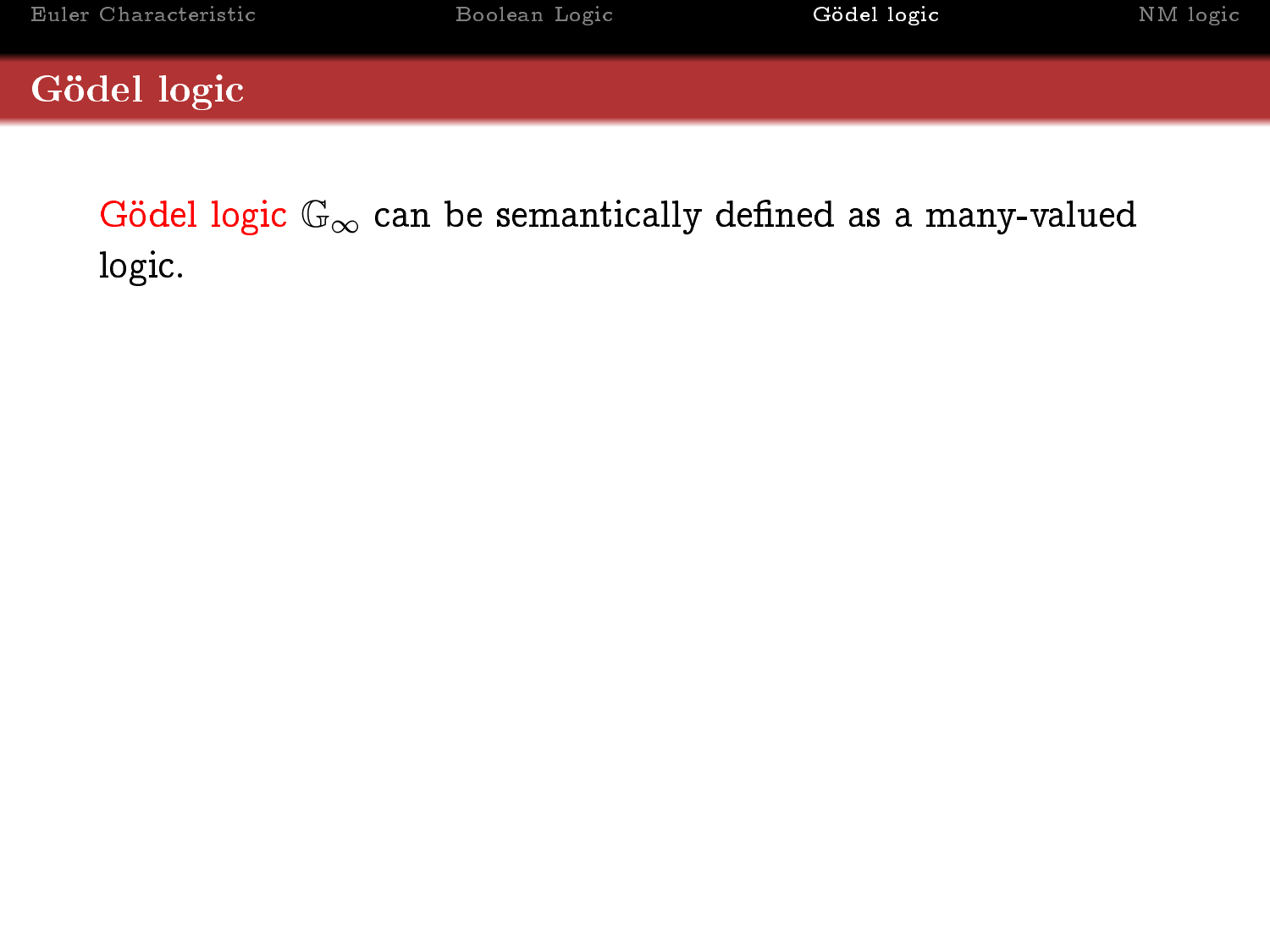# Gödel logic

Gödel logic $\mathbb{G}_\infty$ can be semantically defined as a many-valued logic.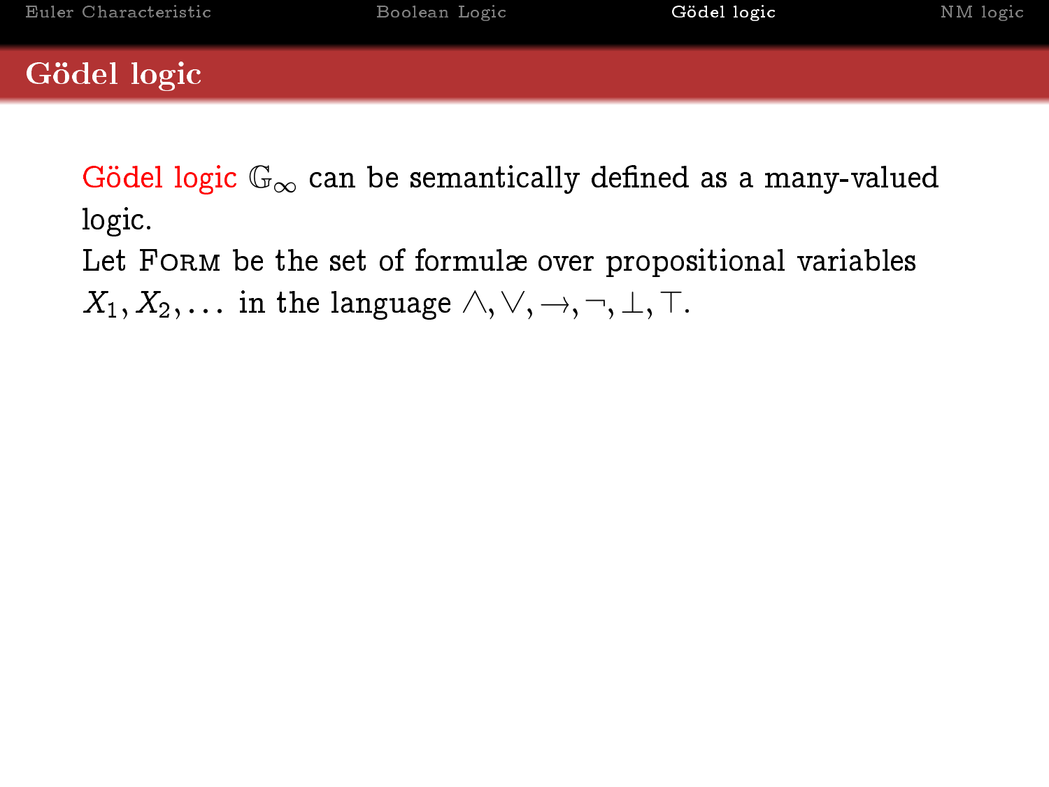# Gödel logic

Gödel logic $\mathbb{G}_\infty$ can be semantically defined as a many-valued logic.

Let Form be the set of formulæ over propositional variables $X_1, X_2, \ldots$ in the language $\wedge, \vee, \rightarrow, \neg, \bot, \top$.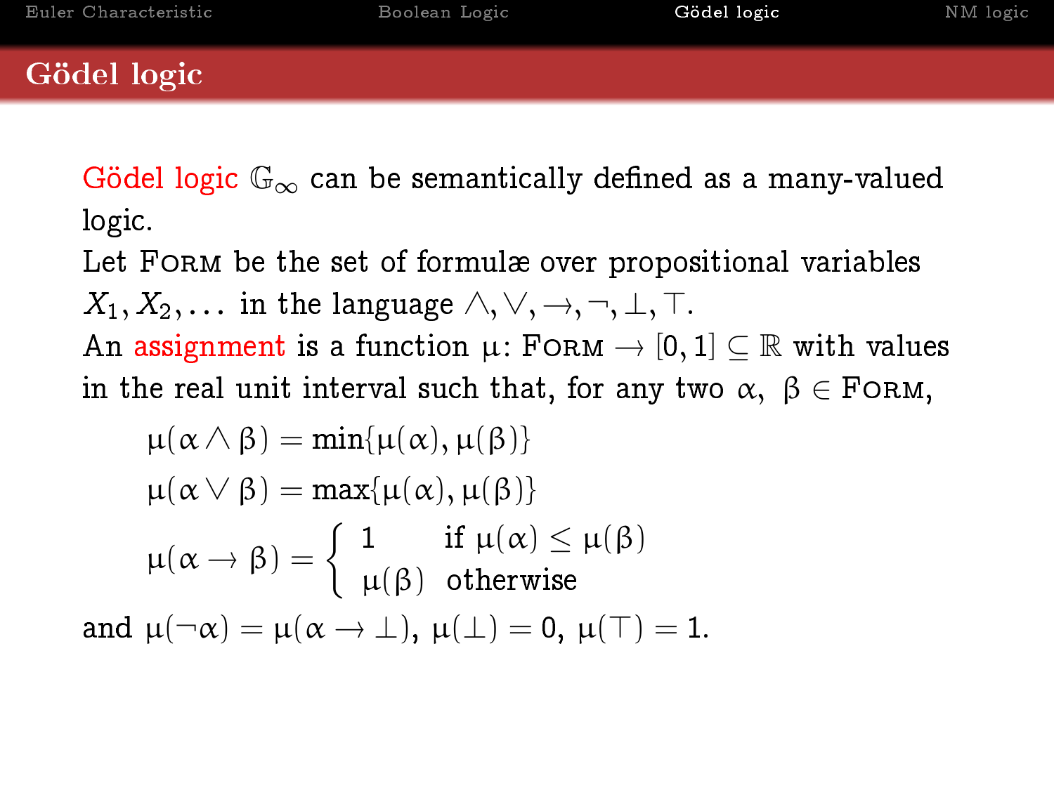# Gödel logic

Gödel logic $\mathbb{G}_\infty$ can be semantically defined as a many-valued logic.

Let Form be the set of formulæ over propositional variables $X_1, X_2, \ldots$ in the language $\wedge, \vee, \rightarrow, \neg, \bot, \top$.

An assignment is a function $\mu\colon \text{Form} \rightarrow [0,1] \subseteq \mathbb{R}$ with values in the real unit interval such that, for any two $\alpha,\ \beta \in \text{Form}$,

$$\mu(\alpha \wedge \beta) = \min\{\mu(\alpha), \mu(\beta)\}$$

$$\mu(\alpha \vee \beta) = \max\{\mu(\alpha), \mu(\beta)\}$$

$$\mu(\alpha \rightarrow \beta) = \begin{cases} 1 & \text{if } \mu(\alpha) \leq \mu(\beta) \\ \mu(\beta) & \text{otherwise} \end{cases}$$

and $\mu(\neg\alpha) = \mu(\alpha \rightarrow \bot)$, $\mu(\bot) = 0$, $\mu(\top) = 1$.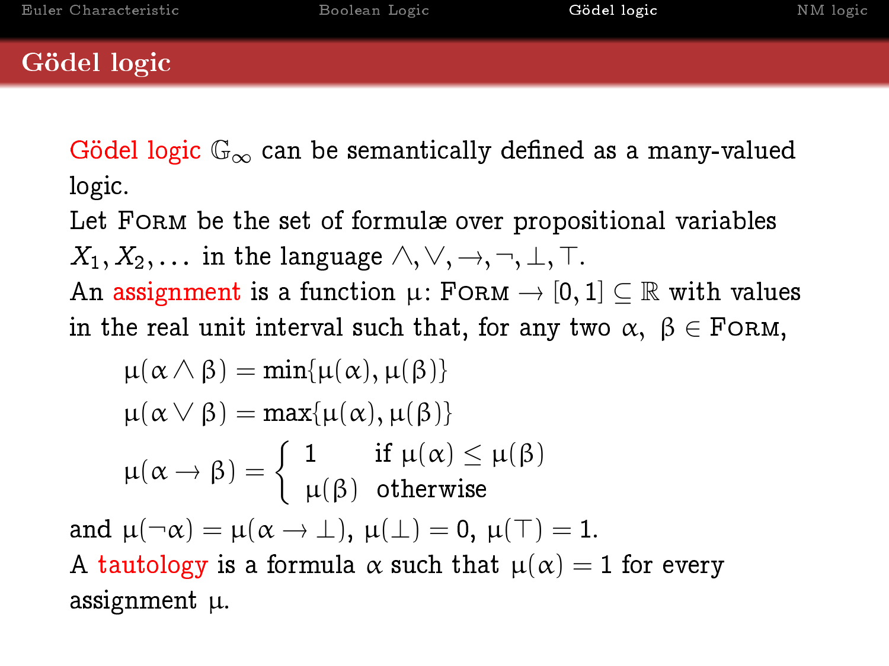## Gödel logic

Gödel logic $\mathbb{G}_\infty$ can be semantically defined as a many-valued logic.

Let Form be the set of formulæ over propositional variables $X_1, X_2, \ldots$ in the language $\wedge, \vee, \rightarrow, \neg, \bot, \top$.

An assignment is a function $\mu\colon \text{Form} \rightarrow [0,1] \subseteq \mathbb{R}$ with values in the real unit interval such that, for any two $\alpha,\ \beta \in \text{Form}$,

$$\mu(\alpha \wedge \beta) = \min\{\mu(\alpha), \mu(\beta)\}$$

$$\mu(\alpha \vee \beta) = \max\{\mu(\alpha), \mu(\beta)\}$$

$$\mu(\alpha \rightarrow \beta) = \begin{cases} 1 & \text{if } \mu(\alpha) \leq \mu(\beta) \\ \mu(\beta) & \text{otherwise} \end{cases}$$

and $\mu(\neg\alpha) = \mu(\alpha \rightarrow \bot)$, $\mu(\bot) = 0$, $\mu(\top) = 1$.

A tautology is a formula $\alpha$ such that $\mu(\alpha) = 1$ for every assignment $\mu$.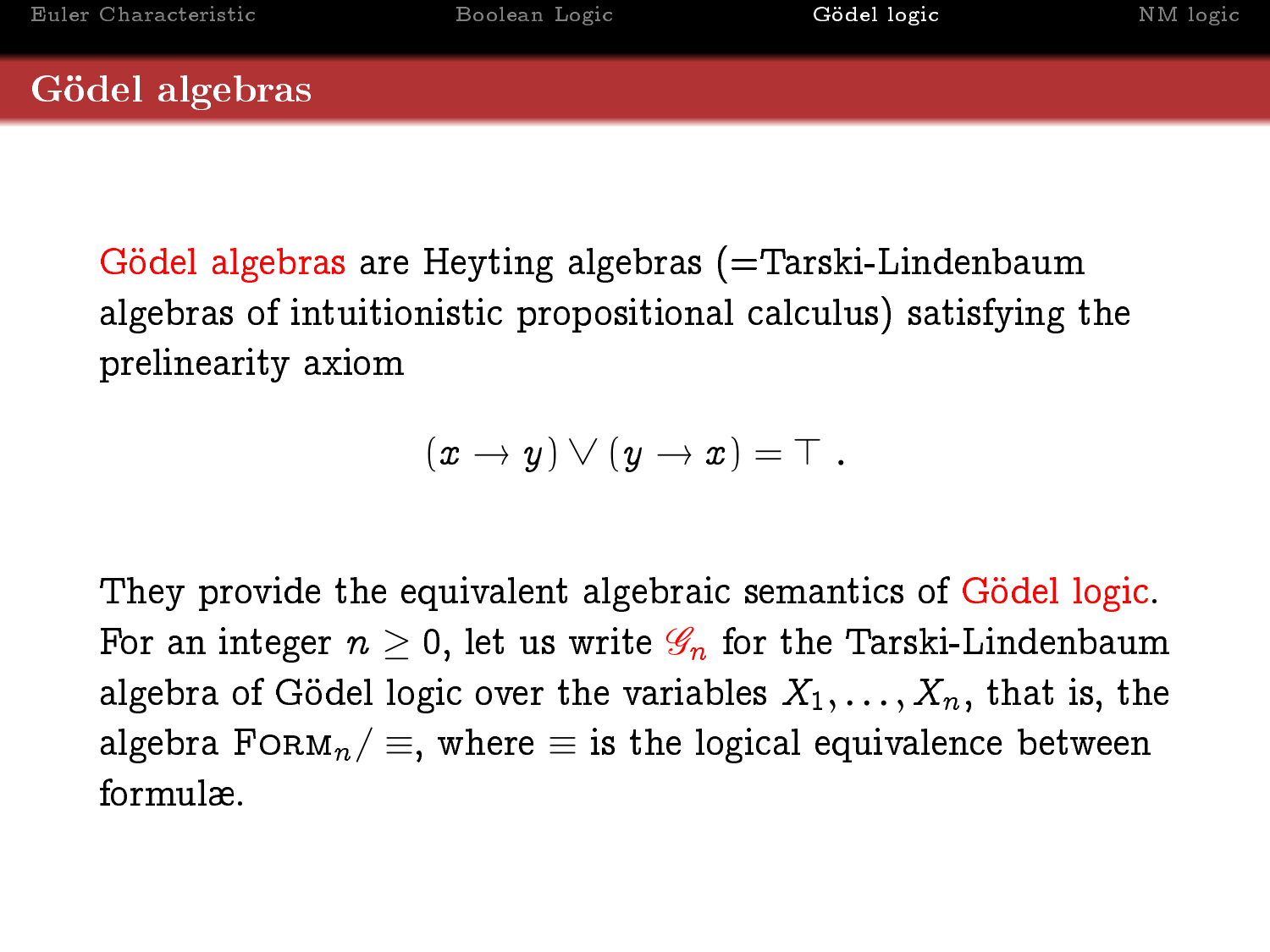# Gödel algebras

Gödel algebras are Heyting algebras (=Tarski-Lindenbaum algebras of intuitionistic propositional calculus) satisfying the prelinearity axiom

$$(x \to y) \vee (y \to x) = \top \; .$$

They provide the equivalent algebraic semantics of Gödel logic. For an integer $n \geq 0$, let us write $\mathscr{G}_n$ for the Tarski-Lindenbaum algebra of Gödel logic over the variables $X_1, \ldots, X_n$, that is, the algebra $\textsc{Form}_n / \equiv$, where $\equiv$ is the logical equivalence between formulæ.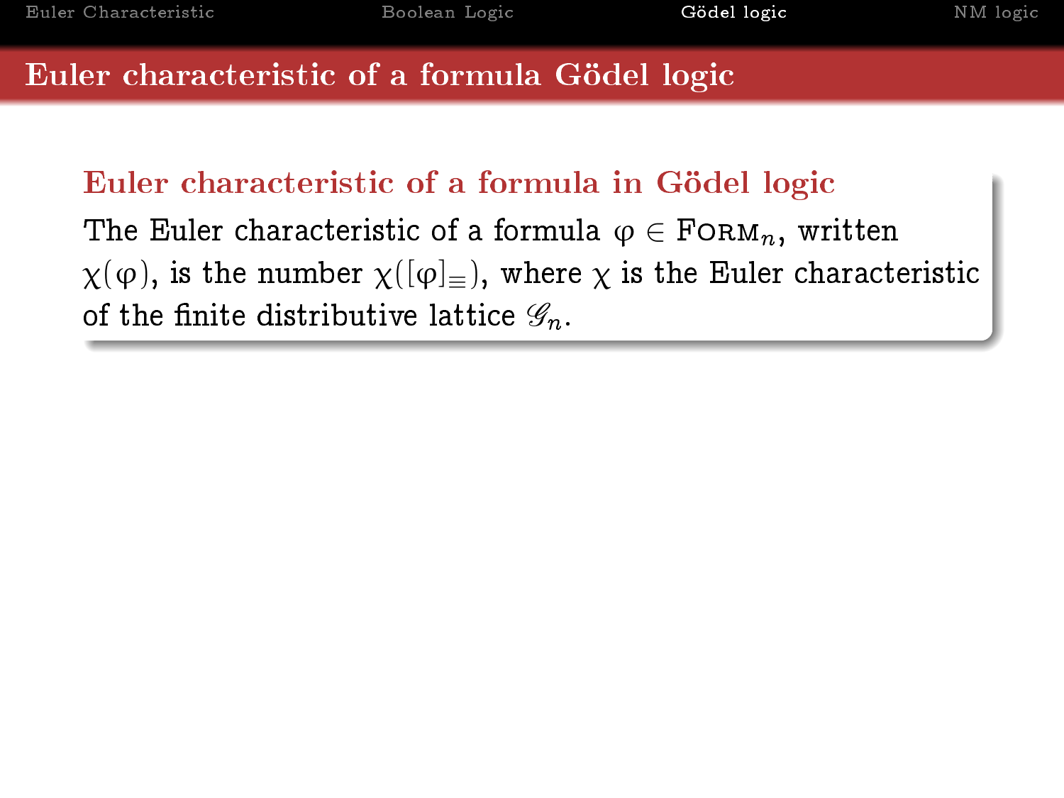# Euler characteristic of a formula Gödel logic

**Euler characteristic of a formula in Gödel logic**

The Euler characteristic of a formula $\varphi \in \textsc{Form}_n$, written $\chi(\varphi)$, is the number $\chi([\varphi]_{\equiv})$, where $\chi$ is the Euler characteristic of the finite distributive lattice $\mathscr{G}_n$.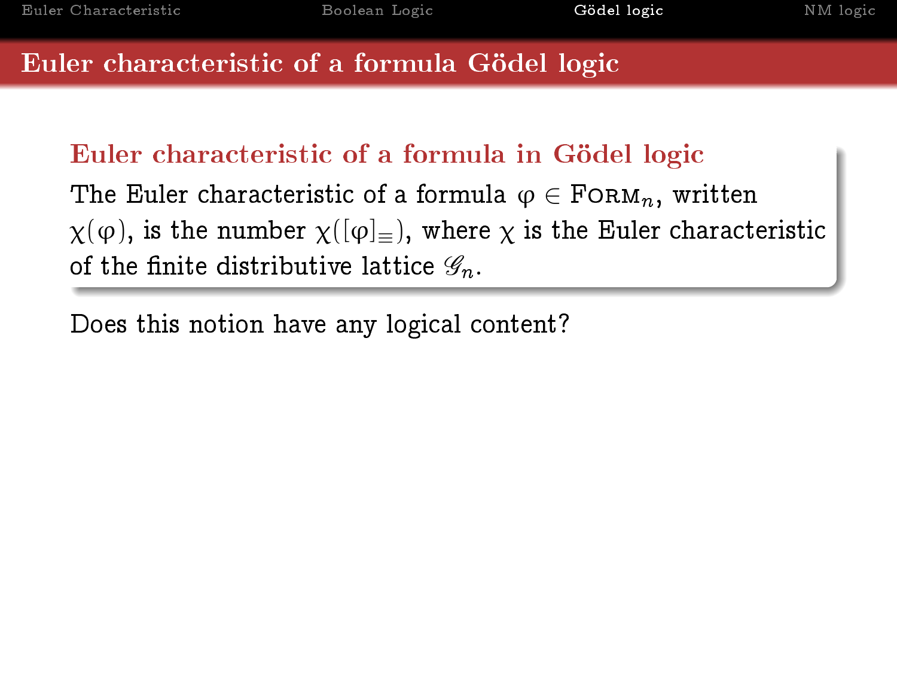# Euler characteristic of a formula Gödel logic

**Euler characteristic of a formula in Gödel logic**

The Euler characteristic of a formula $\varphi \in \textsc{Form}_n$, written $\chi(\varphi)$, is the number $\chi([\varphi]_\equiv)$, where $\chi$ is the Euler characteristic of the finite distributive lattice $\mathscr{G}_n$.

Does this notion have any logical content?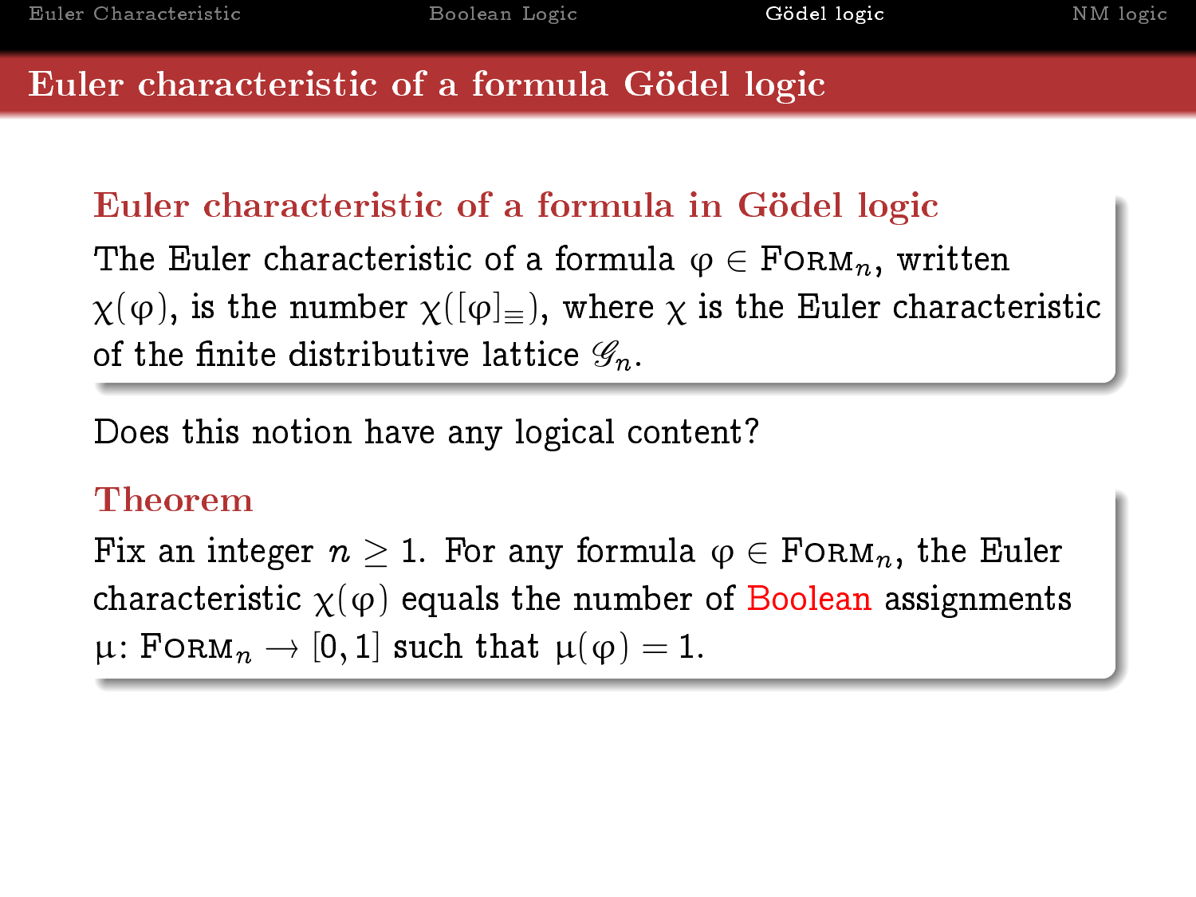# Euler characteristic of a formula Gödel logic

## Euler characteristic of a formula in Gödel logic

The Euler characteristic of a formula $\varphi \in \textsc{Form}_n$, written $\chi(\varphi)$, is the number $\chi([\varphi]_\equiv)$, where $\chi$ is the Euler characteristic of the finite distributive lattice $\mathscr{G}_n$.

Does this notion have any logical content?

## Theorem

Fix an integer $n \geq 1$. For any formula $\varphi \in \textsc{Form}_n$, the Euler characteristic $\chi(\varphi)$ equals the number of Boolean assignments $\mu \colon \textsc{Form}_n \to [0, 1]$ such that $\mu(\varphi) = 1$.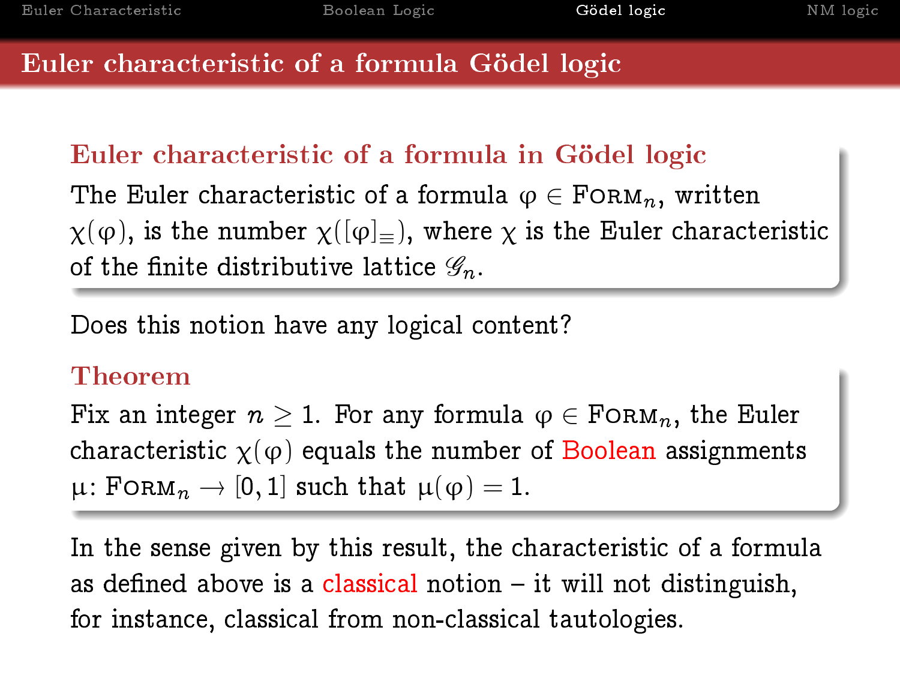# Euler characteristic of a formula Gödel logic

### Euler characteristic of a formula in Gödel logic

The Euler characteristic of a formula $\varphi \in \textsc{Form}_n$, written $\chi(\varphi)$, is the number $\chi([\varphi]_\equiv)$, where $\chi$ is the Euler characteristic of the finite distributive lattice $\mathscr{G}_n$.

Does this notion have any logical content?

### Theorem

Fix an integer $n \geq 1$. For any formula $\varphi \in \textsc{Form}_n$, the Euler characteristic $\chi(\varphi)$ equals the number of Boolean assignments $\mu\colon \textsc{Form}_n \to [0,1]$ such that $\mu(\varphi) = 1$.

In the sense given by this result, the characteristic of a formula as defined above is a classical notion – it will not distinguish, for instance, classical from non-classical tautologies.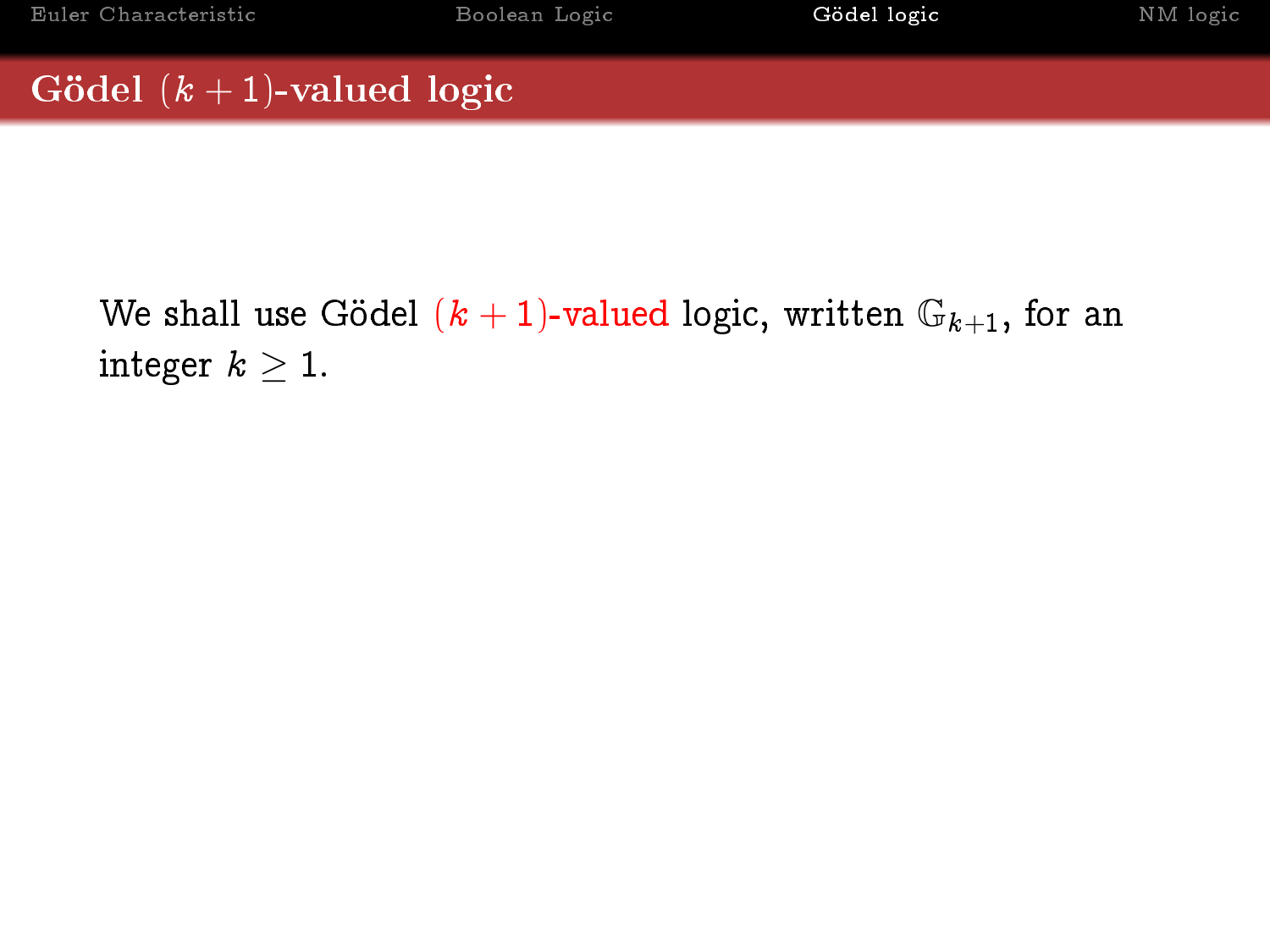# Gödel $(k+1)$-valued logic

We shall use Gödel $(k+1)$-valued logic, written $\mathbb{G}_{k+1}$, for an integer $k \geq 1$.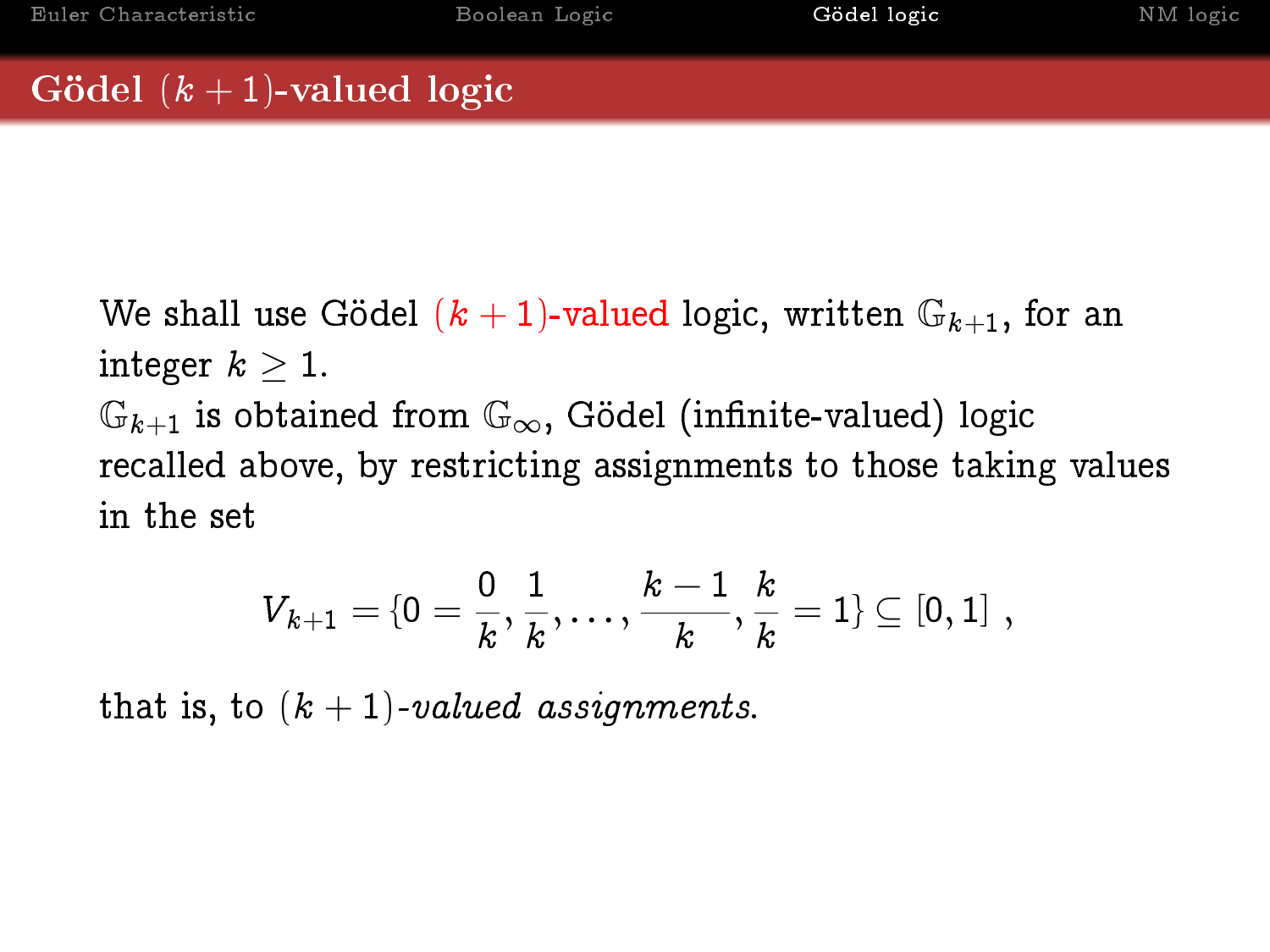## Gödel $(k+1)$-valued logic

We shall use Gödel $(k+1)$-valued logic, written $\mathbb{G}_{k+1}$, for an integer $k \geq 1$.
$\mathbb{G}_{k+1}$ is obtained from $\mathbb{G}_\infty$, Gödel (infinite-valued) logic recalled above, by restricting assignments to those taking values in the set

$$V_{k+1} = \{0 = \frac{0}{k}, \frac{1}{k}, \ldots, \frac{k-1}{k}, \frac{k}{k} = 1\} \subseteq [0,1] \ ,$$

that is, to $(k+1)$-*valued assignments*.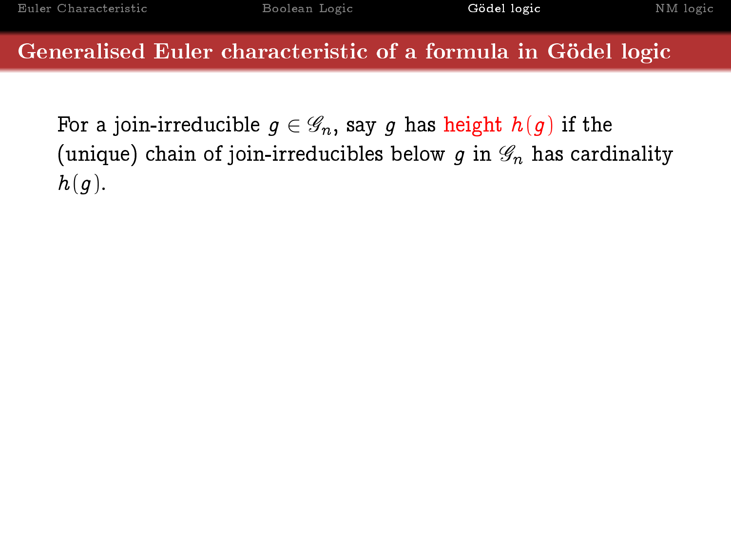## Generalised Euler characteristic of a formula in Gödel logic

For a join-irreducible $g \in \mathscr{G}_n$, say $g$ has height $h(g)$ if the (unique) chain of join-irreducibles below $g$ in $\mathscr{G}_n$ has cardinality $h(g)$.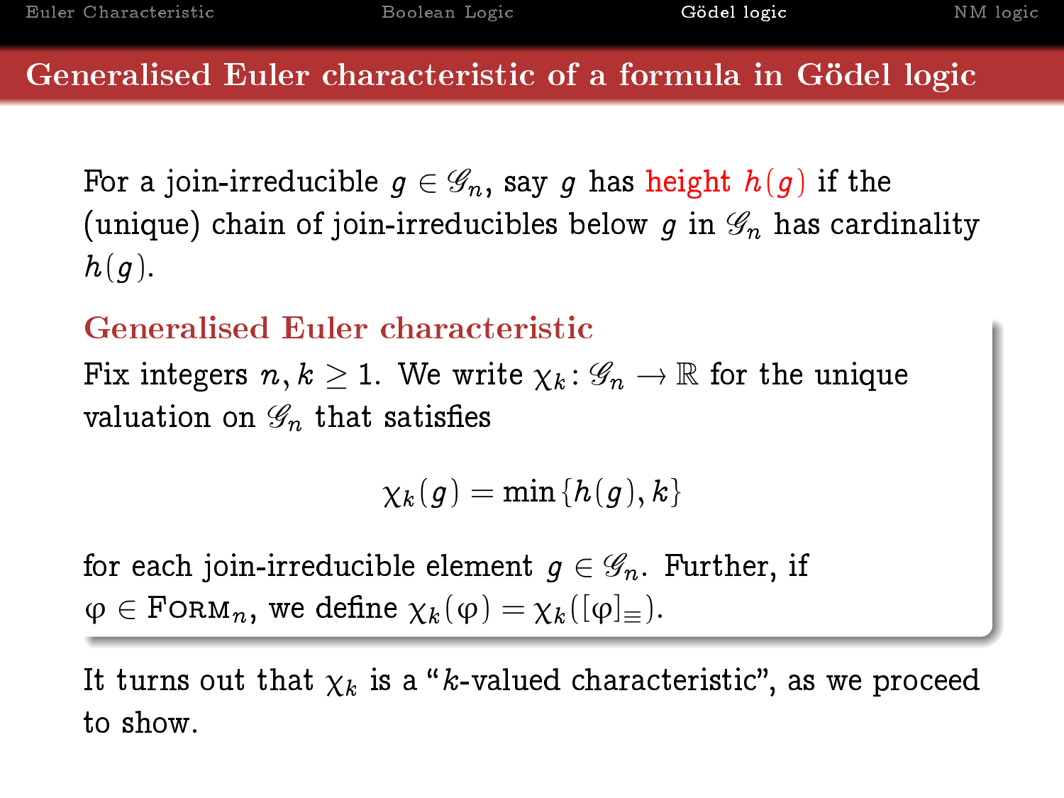# Generalised Euler characteristic of a formula in Gödel logic

For a join-irreducible $g \in \mathscr{G}_n$, say $g$ has height $h(g)$ if the (unique) chain of join-irreducibles below $g$ in $\mathscr{G}_n$ has cardinality $h(g)$.

**Generalised Euler characteristic**

Fix integers $n, k \geq 1$. We write $\chi_k \colon \mathscr{G}_n \to \mathbb{R}$ for the unique valuation on $\mathscr{G}_n$ that satisfies

$$\chi_k(g) = \min\{h(g), k\}$$

for each join-irreducible element $g \in \mathscr{G}_n$. Further, if $\varphi \in \textsc{Form}_n$, we define $\chi_k(\varphi) = \chi_k([\varphi]_\equiv)$.

It turns out that $\chi_k$ is a "$k$-valued characteristic", as we proceed to show.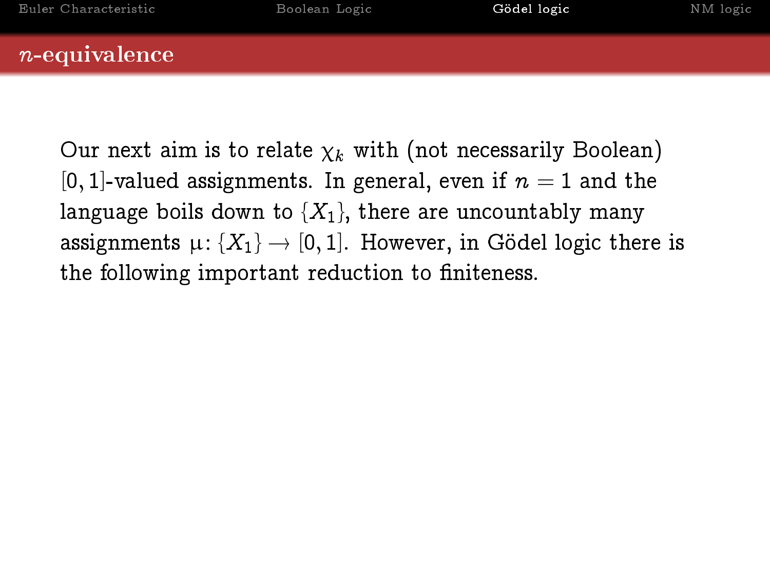## $n$-equivalence

Our next aim is to relate $\chi_k$ with (not necessarily Boolean) $[0,1]$-valued assignments. In general, even if $n = 1$ and the language boils down to $\{X_1\}$, there are uncountably many assignments $\mu\colon \{X_1\} \to [0,1]$. However, in Gödel logic there is the following important reduction to finiteness.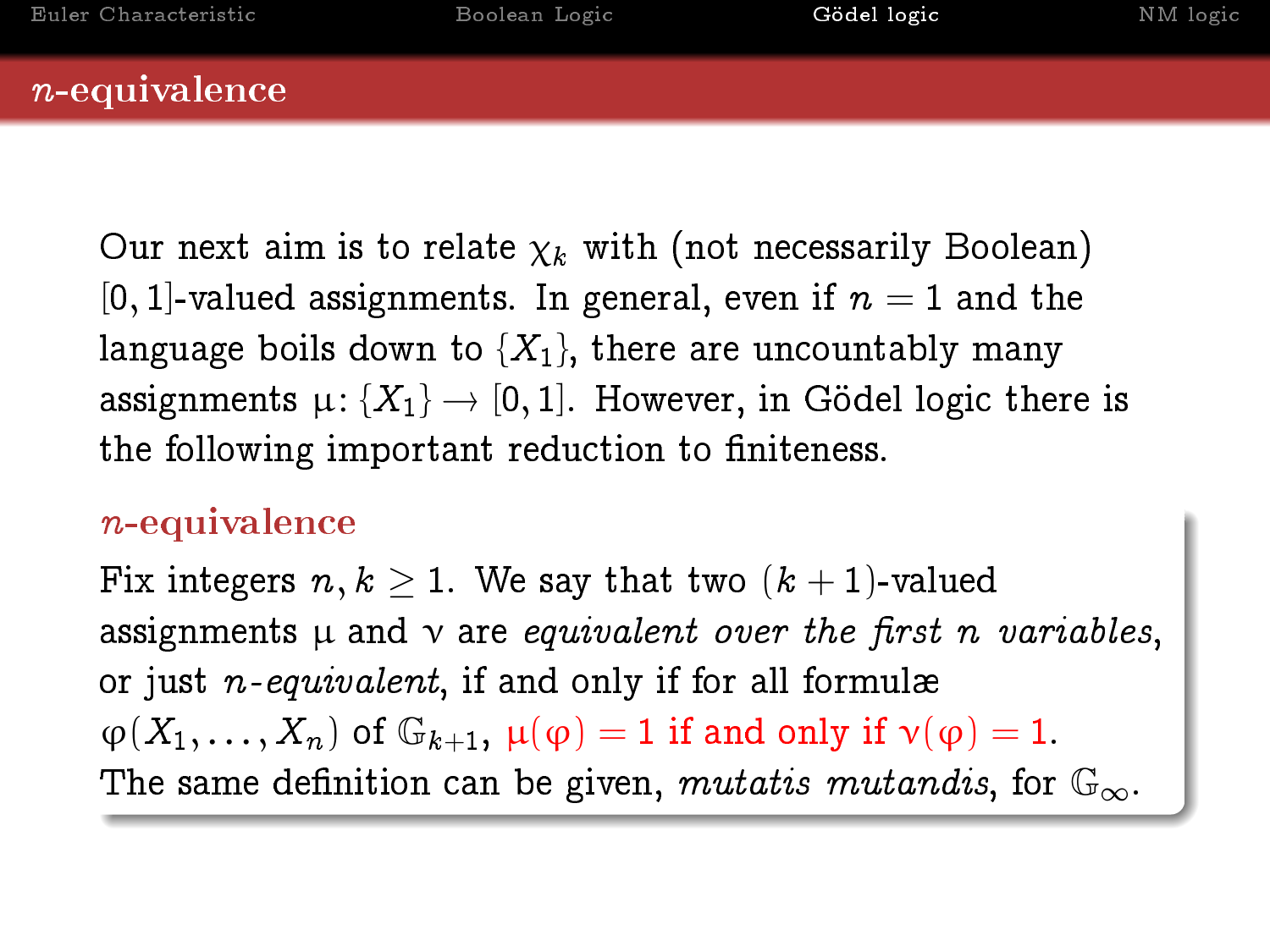## $n$-equivalence

Our next aim is to relate $\chi_k$ with (not necessarily Boolean) $[0,1]$-valued assignments. In general, even if $n = 1$ and the language boils down to $\{X_1\}$, there are uncountably many assignments $\mu\colon \{X_1\} \to [0,1]$. However, in Gödel logic there is the following important reduction to finiteness.

### $n$-equivalence

Fix integers $n, k \geq 1$. We say that two $(k+1)$-valued assignments $\mu$ and $\nu$ are *equivalent over the first $n$ variables*, or just *$n$-equivalent*, if and only if for all formulæ $\varphi(X_1, \ldots, X_n)$ of $\mathbb{G}_{k+1}$, $\mu(\varphi) = 1$ if and only if $\nu(\varphi) = 1$. The same definition can be given, *mutatis mutandis*, for $\mathbb{G}_\infty$.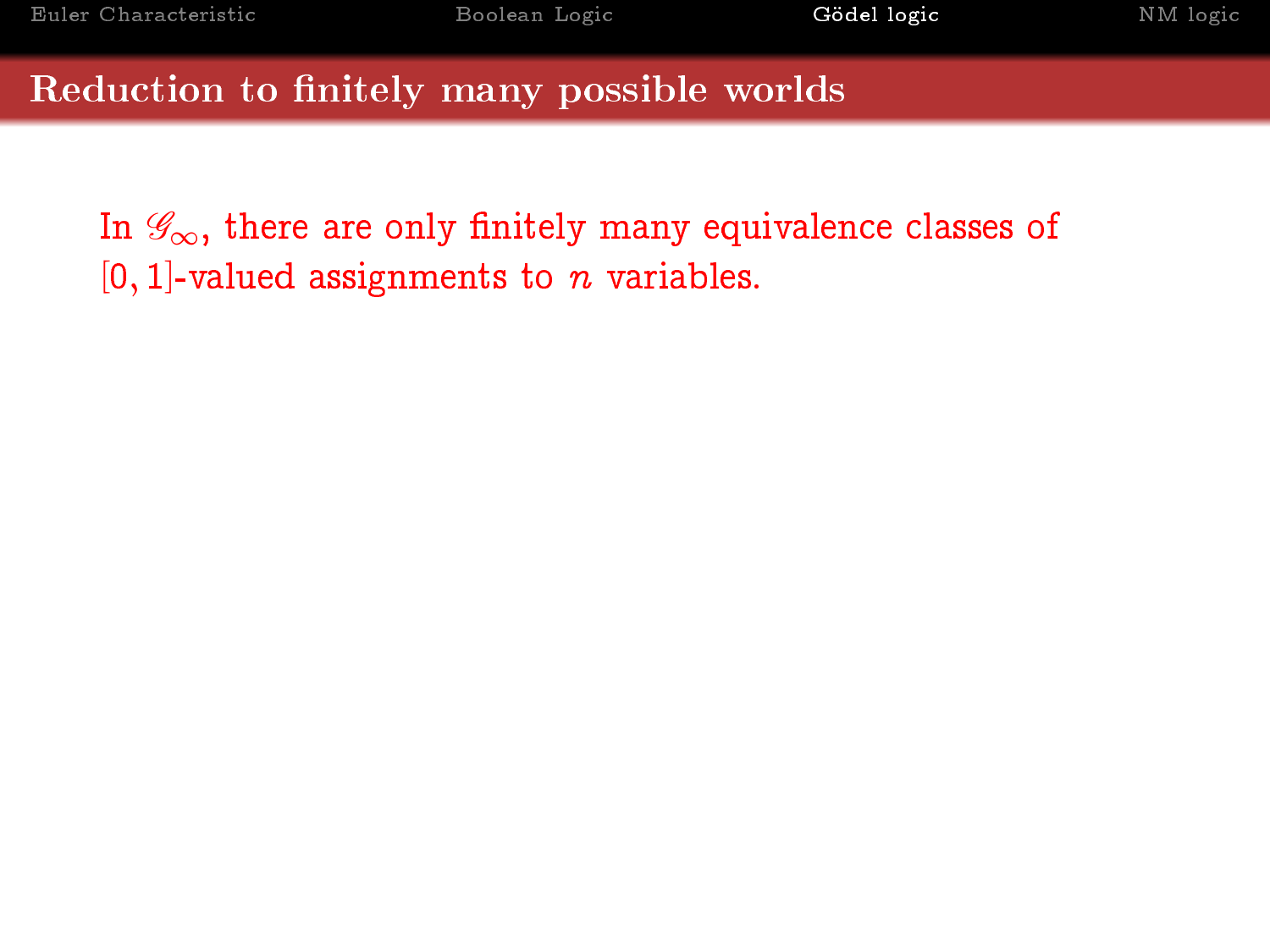# Reduction to finitely many possible worlds

In $\mathscr{G}_\infty$, there are only finitely many equivalence classes of $[0, 1]$-valued assignments to $n$ variables.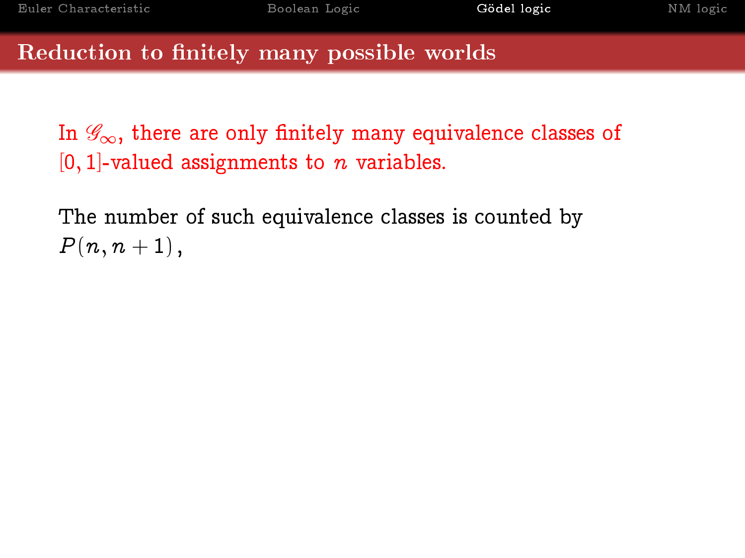## Reduction to finitely many possible worlds

In $\mathscr{G}_\infty$, there are only finitely many equivalence classes of $[0,1]$-valued assignments to $n$ variables.

The number of such equivalence classes is counted by $P(n, n+1)$,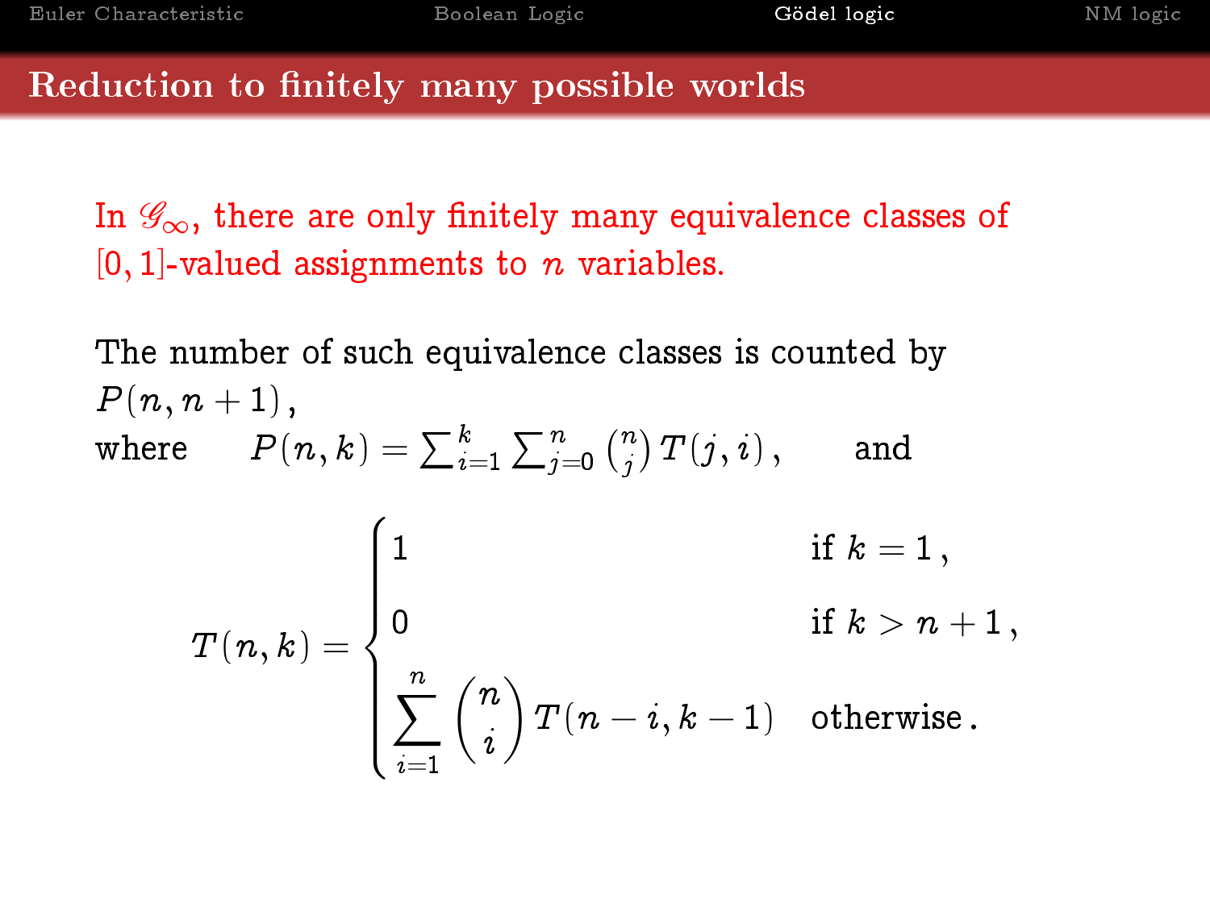## Reduction to finitely many possible worlds

In $\mathscr{G}_\infty$, there are only finitely many equivalence classes of $[0,1]$-valued assignments to $n$ variables.

The number of such equivalence classes is counted by $P(n, n+1)$,

where $\quad P(n,k) = \sum_{i=1}^{k} \sum_{j=0}^{n} \binom{n}{j} T(j,i)\,, \quad$ and

$$T(n,k) = \begin{cases} 1 & \text{if } k = 1\,, \\ 0 & \text{if } k > n+1\,, \\ \displaystyle\sum_{i=1}^{n} \binom{n}{i} T(n-i, k-1) & \text{otherwise}\,. \end{cases}$$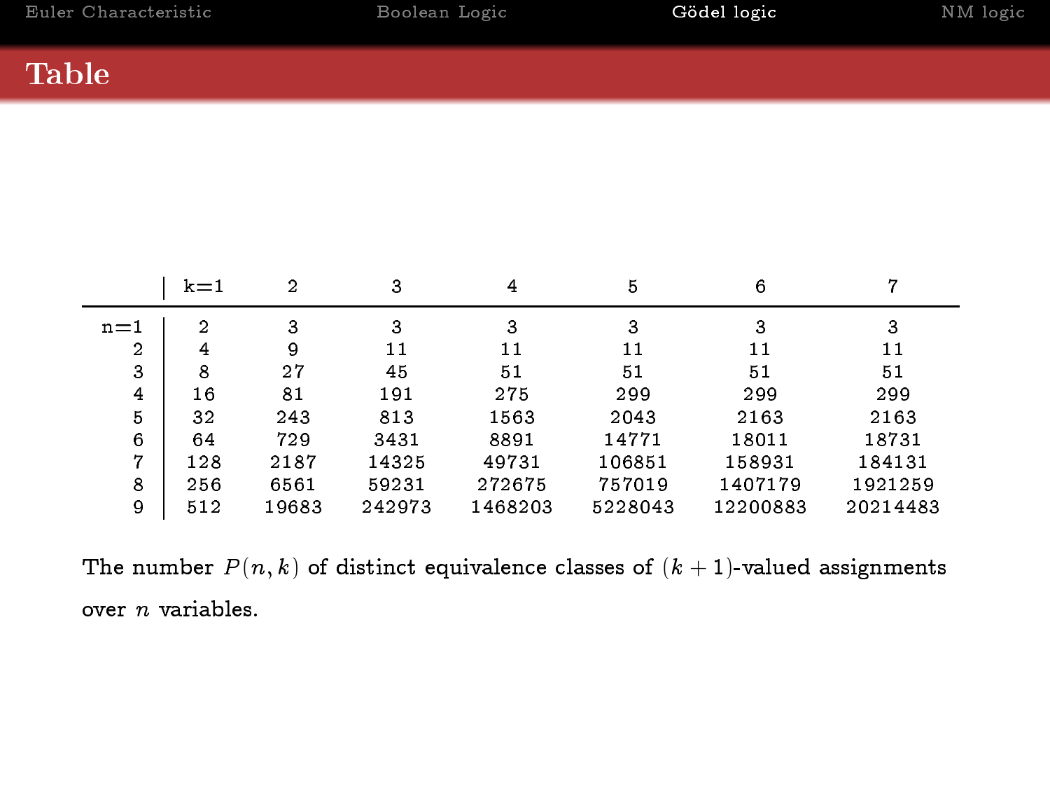# Table

| | k=1 | 2 | 3 | 4 | 5 | 6 | 7 |
|---|---|---|---|---|---|---|---|
| n=1 | 2 | 3 | 3 | 3 | 3 | 3 | 3 |
| 2 | 4 | 9 | 11 | 11 | 11 | 11 | 11 |
| 3 | 8 | 27 | 45 | 51 | 51 | 51 | 51 |
| 4 | 16 | 81 | 191 | 275 | 299 | 299 | 299 |
| 5 | 32 | 243 | 813 | 1563 | 2043 | 2163 | 2163 |
| 6 | 64 | 729 | 3431 | 8891 | 14771 | 18011 | 18731 |
| 7 | 128 | 2187 | 14325 | 49731 | 106851 | 158931 | 184131 |
| 8 | 256 | 6561 | 59231 | 272675 | 757019 | 1407179 | 1921259 |
| 9 | 512 | 19683 | 242973 | 1468203 | 5228043 | 12200883 | 20214483 |

The number $P(n, k)$ of distinct equivalence classes of $(k+1)$-valued assignments over $n$ variables.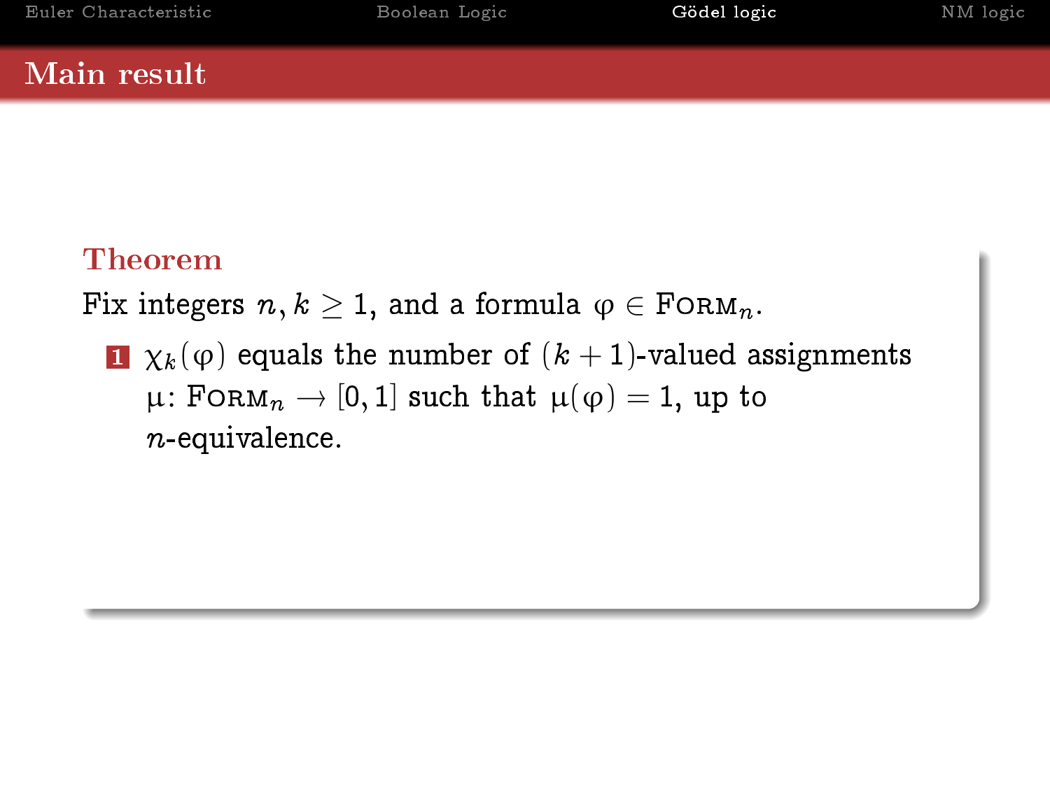## Main result

**Theorem**

Fix integers $n, k \geq 1$, and a formula $\varphi \in \textsc{Form}_n$.

1. $\chi_k(\varphi)$ equals the number of $(k+1)$-valued assignments $\mu\colon \textsc{Form}_n \to [0,1]$ such that $\mu(\varphi) = 1$, up to $n$-equivalence.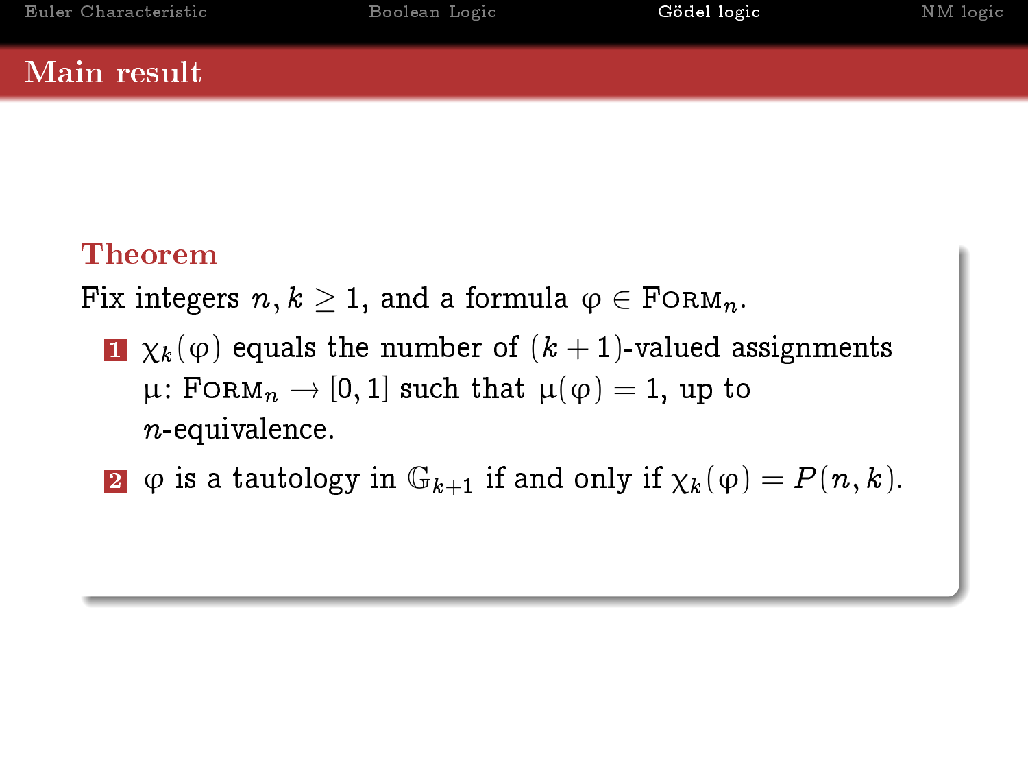## Main result

**Theorem**

Fix integers $n, k \geq 1$, and a formula $\varphi \in \textsc{Form}_n$.

1. $\chi_k(\varphi)$ equals the number of $(k+1)$-valued assignments $\mu\colon \textsc{Form}_n \to [0,1]$ such that $\mu(\varphi) = 1$, up to $n$-equivalence.
2. $\varphi$ is a tautology in $\mathbb{G}_{k+1}$ if and only if $\chi_k(\varphi) = P(n,k)$.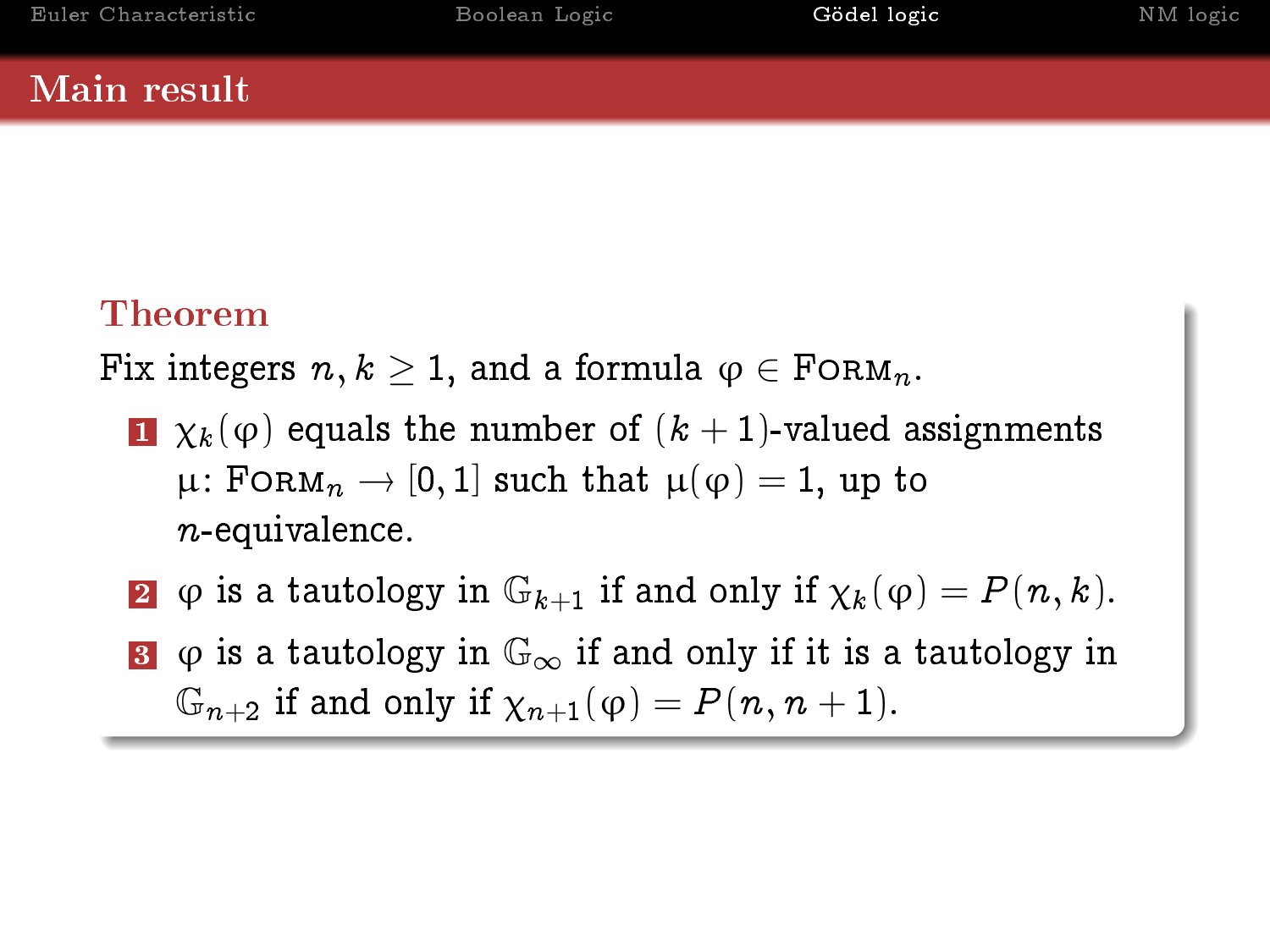## Main result

**Theorem**

Fix integers $n, k \geq 1$, and a formula $\varphi \in \textsc{Form}_n$.

1. $\chi_k(\varphi)$ equals the number of $(k+1)$-valued assignments $\mu\colon \textsc{Form}_n \to [0,1]$ such that $\mu(\varphi) = 1$, up to $n$-equivalence.
2. $\varphi$ is a tautology in $\mathbb{G}_{k+1}$ if and only if $\chi_k(\varphi) = P(n,k)$.
3. $\varphi$ is a tautology in $\mathbb{G}_\infty$ if and only if it is a tautology in $\mathbb{G}_{n+2}$ if and only if $\chi_{n+1}(\varphi) = P(n, n+1)$.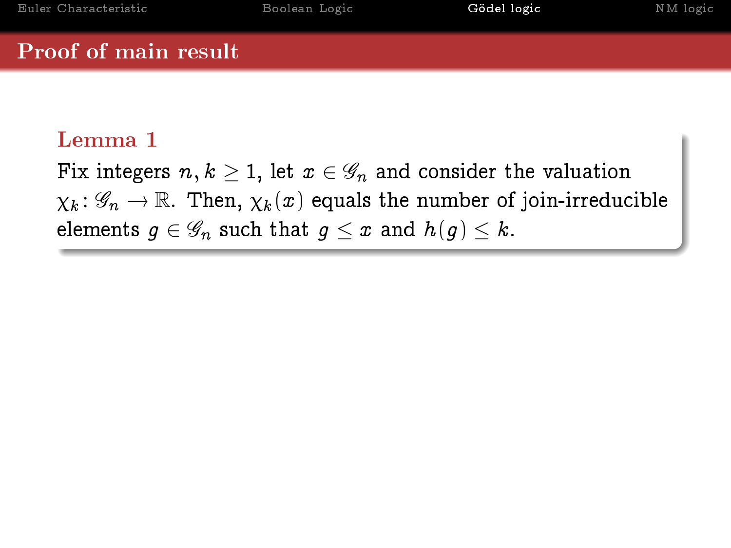## Proof of main result

**Lemma 1**

Fix integers $n, k \geq 1$, let $x \in \mathscr{G}_n$ and consider the valuation $\chi_k \colon \mathscr{G}_n \to \mathbb{R}$. Then, $\chi_k(x)$ equals the number of join-irreducible elements $g \in \mathscr{G}_n$ such that $g \leq x$ and $h(g) \leq k$.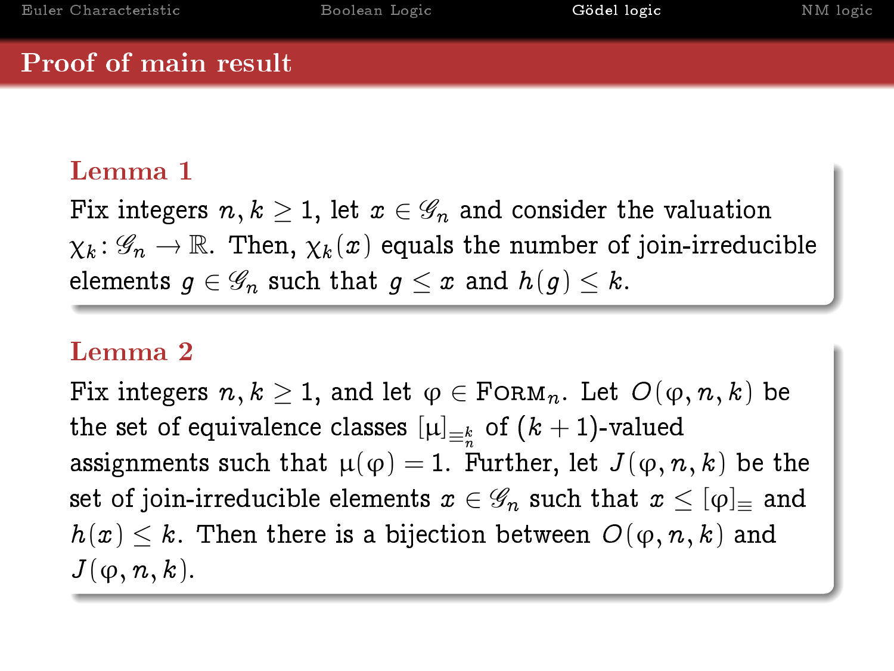## Proof of main result

### Lemma 1

Fix integers $n, k \geq 1$, let $x \in \mathscr{G}_n$ and consider the valuation $\chi_k \colon \mathscr{G}_n \to \mathbb{R}$. Then, $\chi_k(x)$ equals the number of join-irreducible elements $g \in \mathscr{G}_n$ such that $g \leq x$ and $h(g) \leq k$.

### Lemma 2

Fix integers $n, k \geq 1$, and let $\varphi \in \textsc{Form}_n$. Let $O(\varphi, n, k)$ be the set of equivalence classes $[\mu]_{\equiv_n^k}$ of $(k+1)$-valued assignments such that $\mu(\varphi) = 1$. Further, let $J(\varphi, n, k)$ be the set of join-irreducible elements $x \in \mathscr{G}_n$ such that $x \leq [\varphi]_{\equiv}$ and $h(x) \leq k$. Then there is a bijection between $O(\varphi, n, k)$ and $J(\varphi, n, k)$.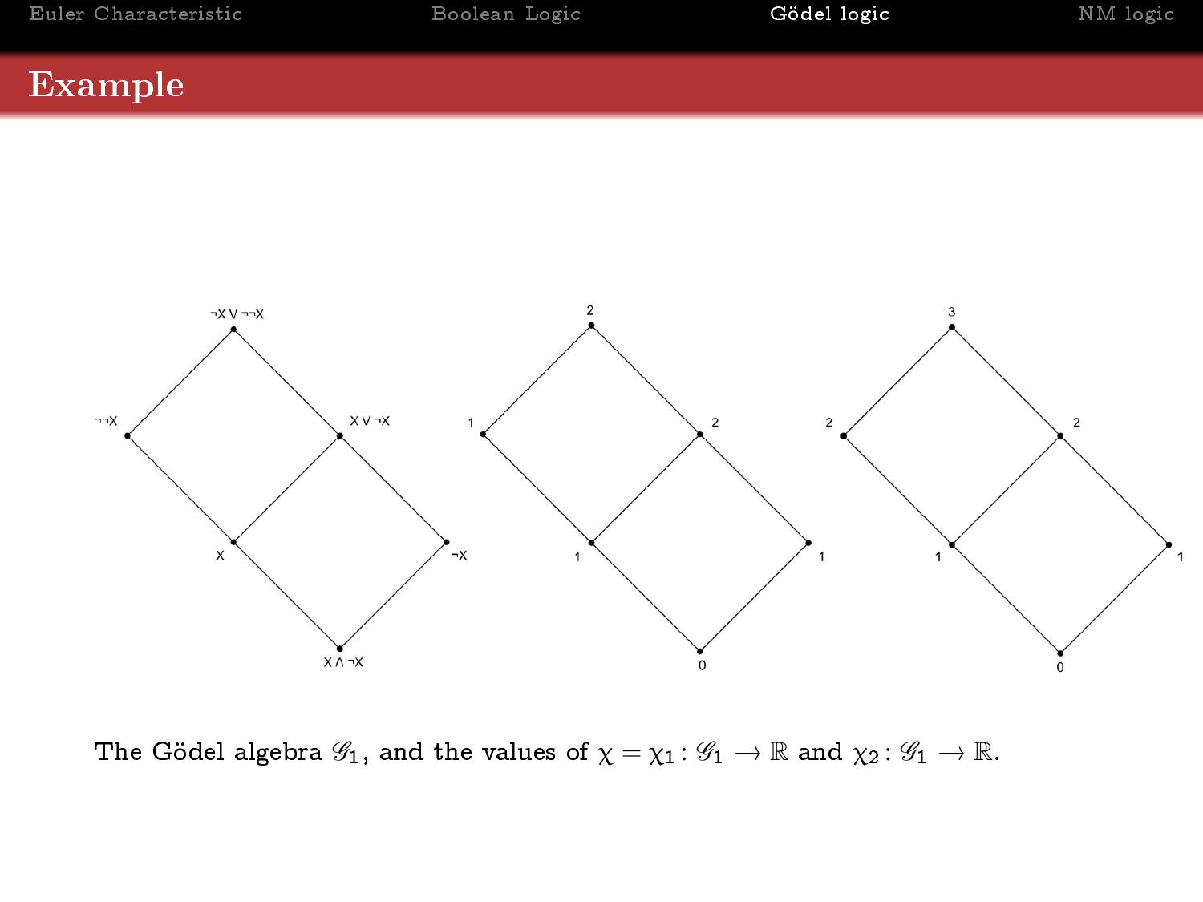# Example

The Gödel algebra $\mathscr{G}_1$, and the values of $\chi = \chi_1 \colon \mathscr{G}_1 \longrightarrow \mathbb{R}$ and $\chi_2 \colon \mathscr{G}_1 \longrightarrow \mathbb{R}$.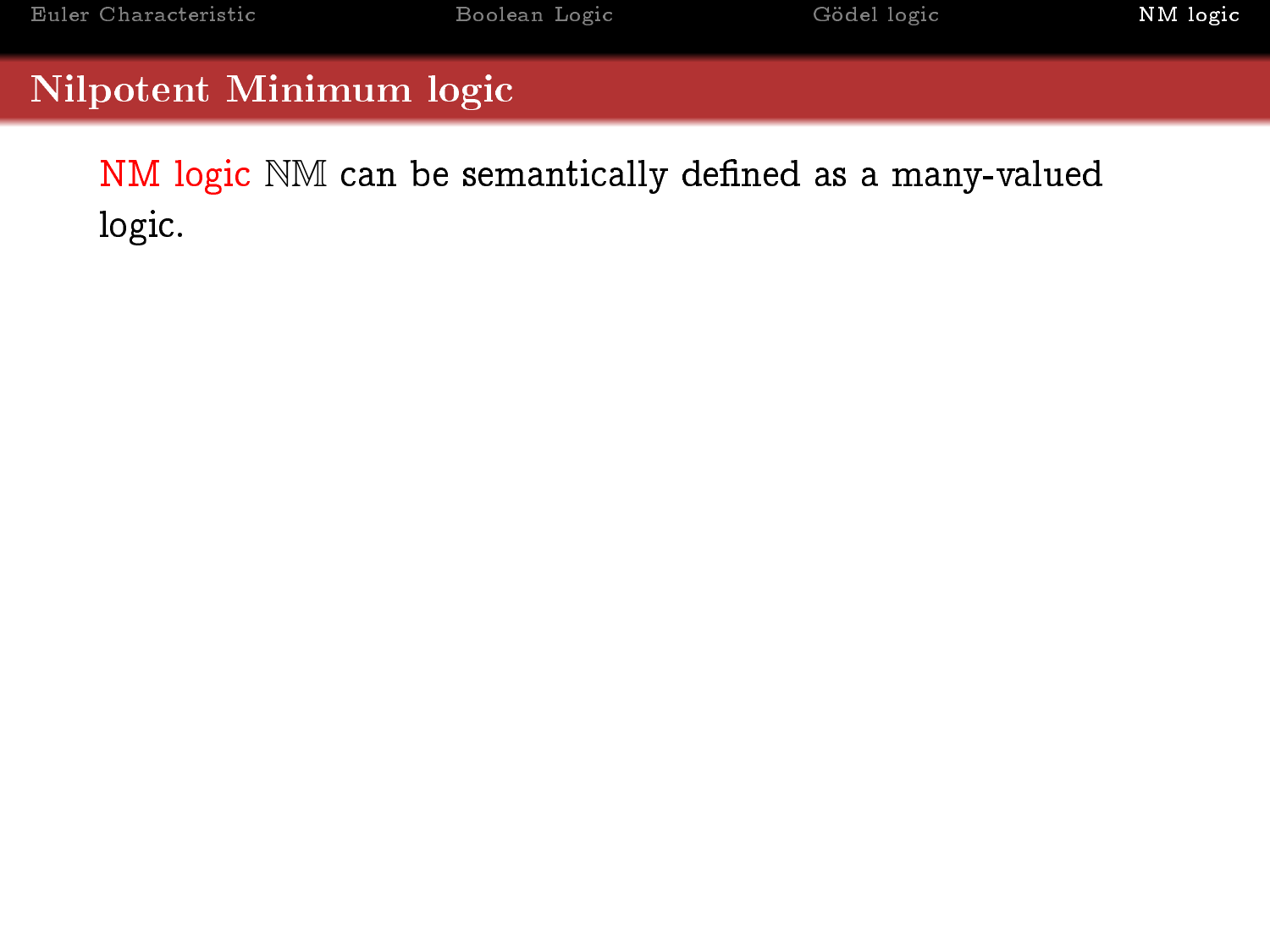## Nilpotent Minimum logic

NM logic $\mathbb{NM}$ can be semantically defined as a many-valued logic.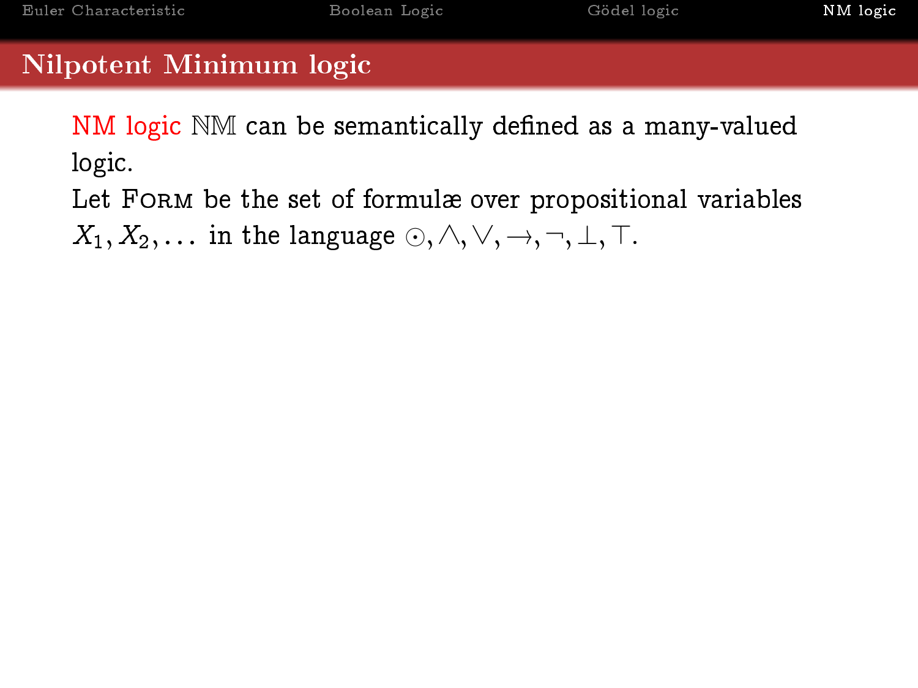# Nilpotent Minimum logic

NM logic $\mathbb{NM}$ can be semantically defined as a many-valued logic.

Let $\textsc{Form}$ be the set of formulæ over propositional variables $X_1, X_2, \ldots$ in the language $\odot, \wedge, \vee, \rightarrow, \neg, \bot, \top$.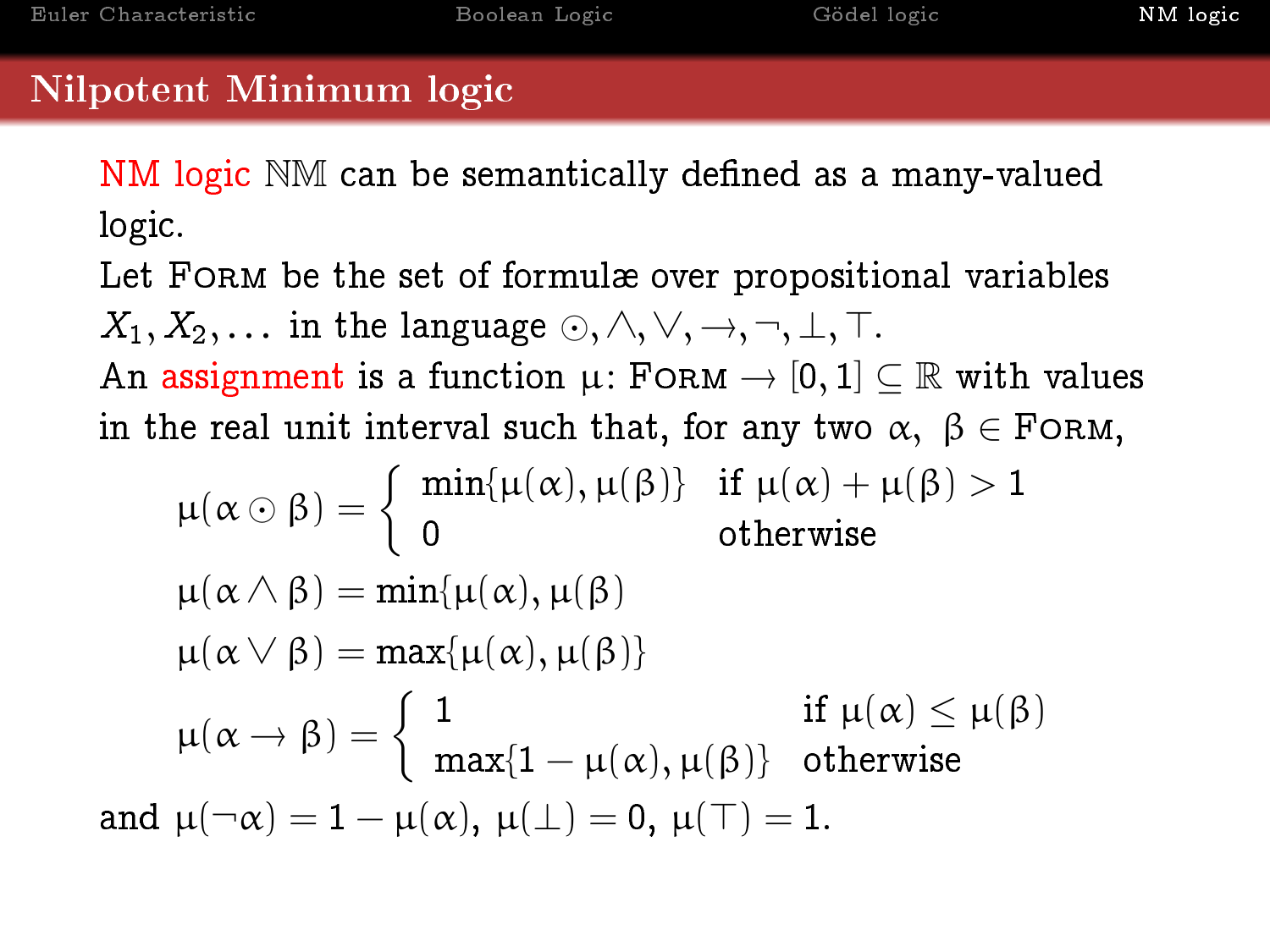## Nilpotent Minimum logic

NM logic $\mathbb{NM}$ can be semantically defined as a many-valued logic.

Let FORM be the set of formulæ over propositional variables $X_1, X_2, \ldots$ in the language $\odot, \wedge, \vee, \rightarrow, \neg, \bot, \top$.

An assignment is a function $\mu\colon \text{FORM} \rightarrow [0,1] \subseteq \mathbb{R}$ with values in the real unit interval such that, for any two $\alpha,\ \beta \in \text{FORM}$,

$$\mu(\alpha \odot \beta) = \begin{cases} \min\{\mu(\alpha), \mu(\beta)\} & \text{if } \mu(\alpha) + \mu(\beta) > 1 \\ 0 & \text{otherwise} \end{cases}$$

$$\mu(\alpha \wedge \beta) = \min\{\mu(\alpha), \mu(\beta)\}$$

$$\mu(\alpha \vee \beta) = \max\{\mu(\alpha), \mu(\beta)\}$$

$$\mu(\alpha \rightarrow \beta) = \begin{cases} 1 & \text{if } \mu(\alpha) \leq \mu(\beta) \\ \max\{1 - \mu(\alpha), \mu(\beta)\} & \text{otherwise} \end{cases}$$

and $\mu(\neg\alpha) = 1 - \mu(\alpha)$, $\mu(\bot) = 0$, $\mu(\top) = 1$.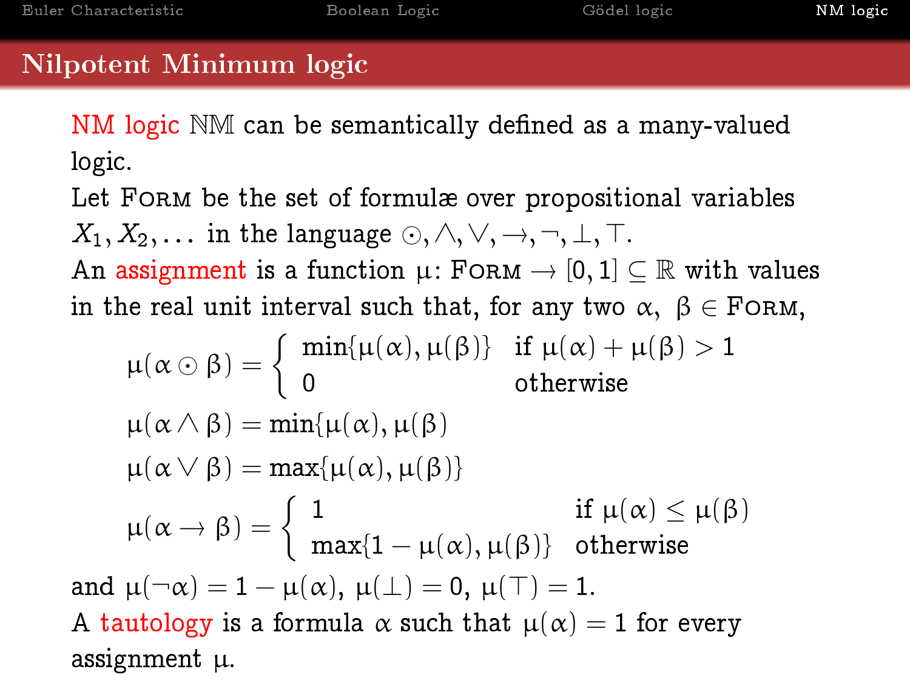## Nilpotent Minimum logic

NM logic $\mathbb{NM}$ can be semantically defined as a many-valued logic.

Let Form be the set of formulæ over propositional variables $X_1, X_2, \ldots$ in the language $\odot, \wedge, \vee, \rightarrow, \neg, \bot, \top$.

An assignment is a function $\mu\colon \text{Form} \rightarrow [0,1] \subseteq \mathbb{R}$ with values in the real unit interval such that, for any two $\alpha,\ \beta \in \text{Form}$,

$$\mu(\alpha \odot \beta) = \begin{cases} \min\{\mu(\alpha), \mu(\beta)\} & \text{if } \mu(\alpha) + \mu(\beta) > 1 \\ 0 & \text{otherwise} \end{cases}$$

$$\mu(\alpha \wedge \beta) = \min\{\mu(\alpha), \mu(\beta)$$

$$\mu(\alpha \vee \beta) = \max\{\mu(\alpha), \mu(\beta)\}$$

$$\mu(\alpha \rightarrow \beta) = \begin{cases} 1 & \text{if } \mu(\alpha) \leq \mu(\beta) \\ \max\{1 - \mu(\alpha), \mu(\beta)\} & \text{otherwise} \end{cases}$$

and $\mu(\neg\alpha) = 1 - \mu(\alpha)$, $\mu(\bot) = 0$, $\mu(\top) = 1$.

A tautology is a formula $\alpha$ such that $\mu(\alpha) = 1$ for every assignment $\mu$.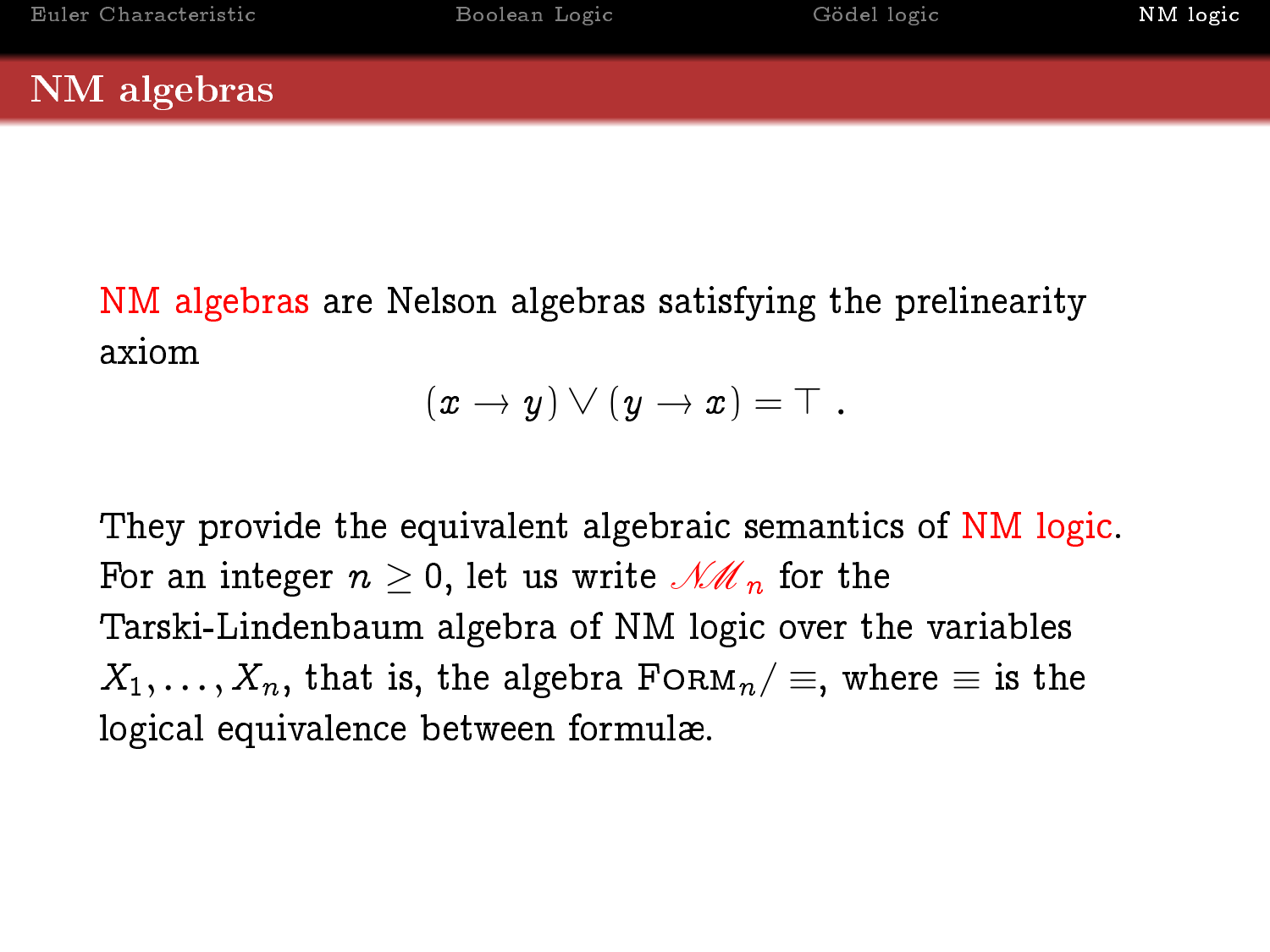## NM algebras

NM algebras are Nelson algebras satisfying the prelinearity axiom

$$(x \to y) \vee (y \to x) = \top \; .$$

They provide the equivalent algebraic semantics of NM logic. For an integer $n \geq 0$, let us write $\mathscr{NM}_n$ for the Tarski-Lindenbaum algebra of NM logic over the variables $X_1, \ldots, X_n$, that is, the algebra $\textsc{Form}_n/\equiv$, where $\equiv$ is the logical equivalence between formulæ.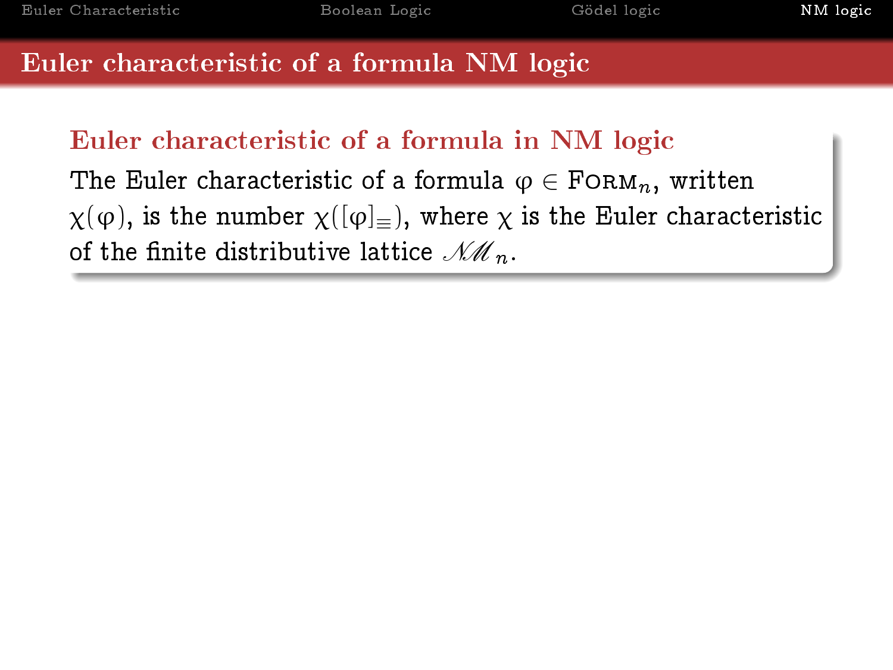# Euler characteristic of a formula NM logic

## Euler characteristic of a formula in NM logic

The Euler characteristic of a formula $\varphi \in \textsc{Form}_n$, written $\chi(\varphi)$, is the number $\chi([\varphi]_{\equiv})$, where $\chi$ is the Euler characteristic of the finite distributive lattice $\mathscr{NM}_n$.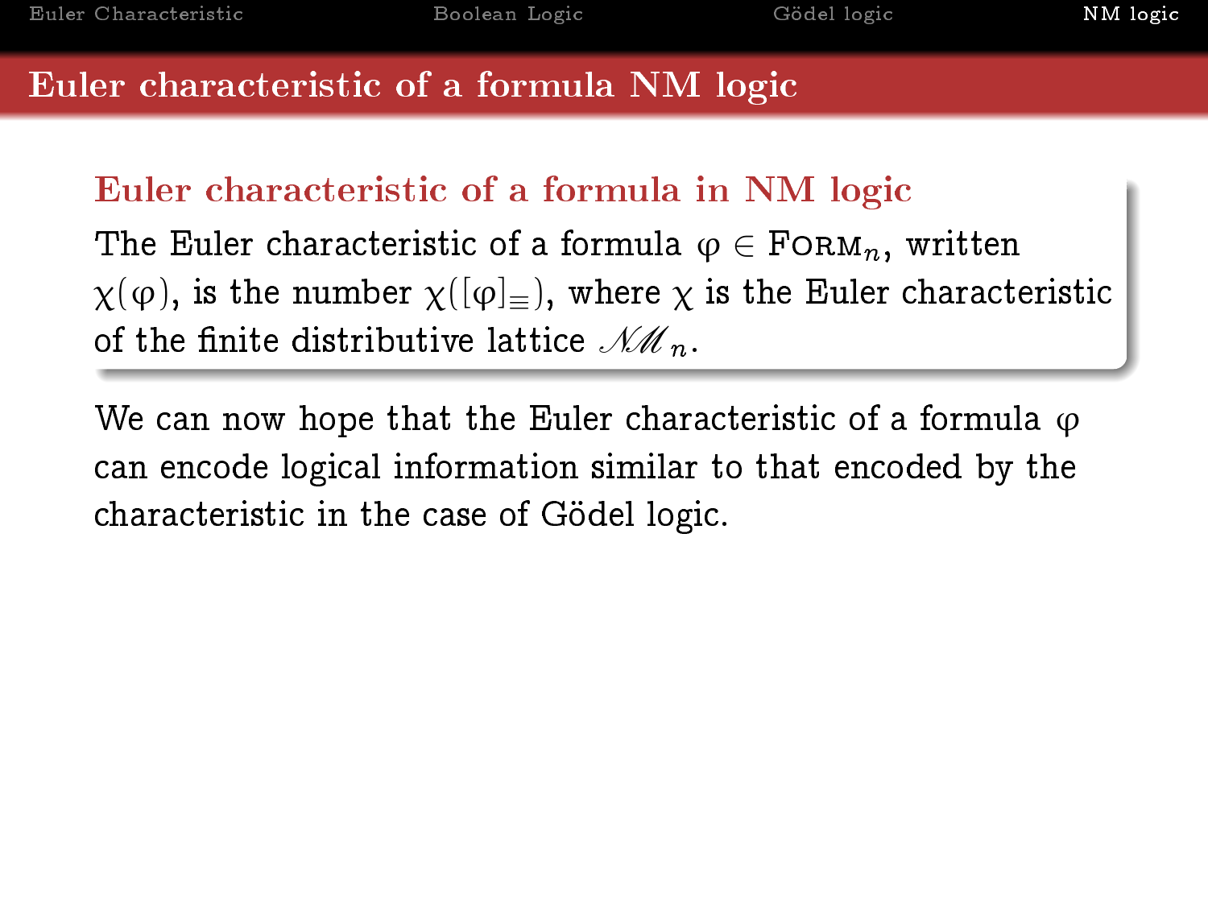# Euler characteristic of a formula NM logic

### Euler characteristic of a formula in NM logic

The Euler characteristic of a formula $\varphi \in \textsc{Form}_n$, written $\chi(\varphi)$, is the number $\chi([\varphi]_\equiv)$, where $\chi$ is the Euler characteristic of the finite distributive lattice $\mathscr{NM}_n$.

We can now hope that the Euler characteristic of a formula $\varphi$ can encode logical information similar to that encoded by the characteristic in the case of Gödel logic.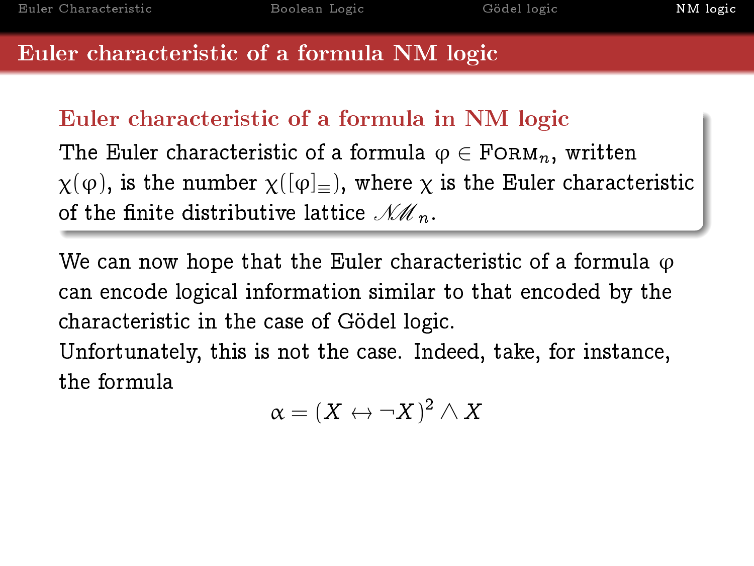# Euler characteristic of a formula NM logic

### Euler characteristic of a formula in NM logic

The Euler characteristic of a formula $\varphi \in \textsc{Form}_n$, written $\chi(\varphi)$, is the number $\chi([\varphi]_\equiv)$, where $\chi$ is the Euler characteristic of the finite distributive lattice $\mathscr{NM}_n$.

We can now hope that the Euler characteristic of a formula $\varphi$ can encode logical information similar to that encoded by the characteristic in the case of Gödel logic.

Unfortunately, this is not the case. Indeed, take, for instance, the formula

$$\alpha = (X \leftrightarrow \neg X)^2 \wedge X$$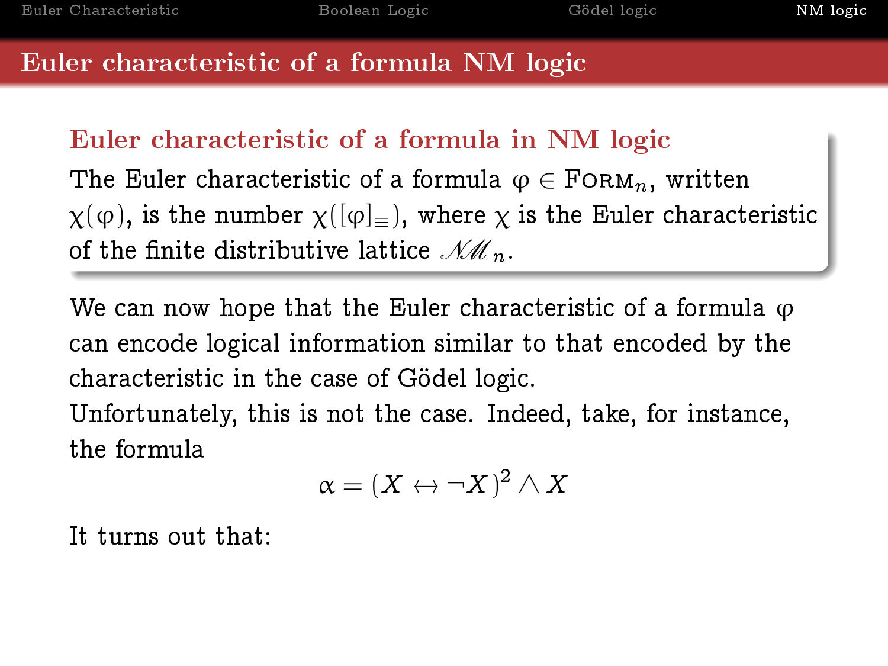## Euler characteristic of a formula NM logic

**Euler characteristic of a formula in NM logic**

The Euler characteristic of a formula $\varphi \in \textsc{Form}_n$, written $\chi(\varphi)$, is the number $\chi([\varphi]_{\equiv})$, where $\chi$ is the Euler characteristic of the finite distributive lattice $\mathscr{NM}_n$.

We can now hope that the Euler characteristic of a formula $\varphi$ can encode logical information similar to that encoded by the characteristic in the case of Gödel logic.

Unfortunately, this is not the case. Indeed, take, for instance, the formula

$$\alpha = (X \leftrightarrow \neg X)^2 \wedge X$$

It turns out that: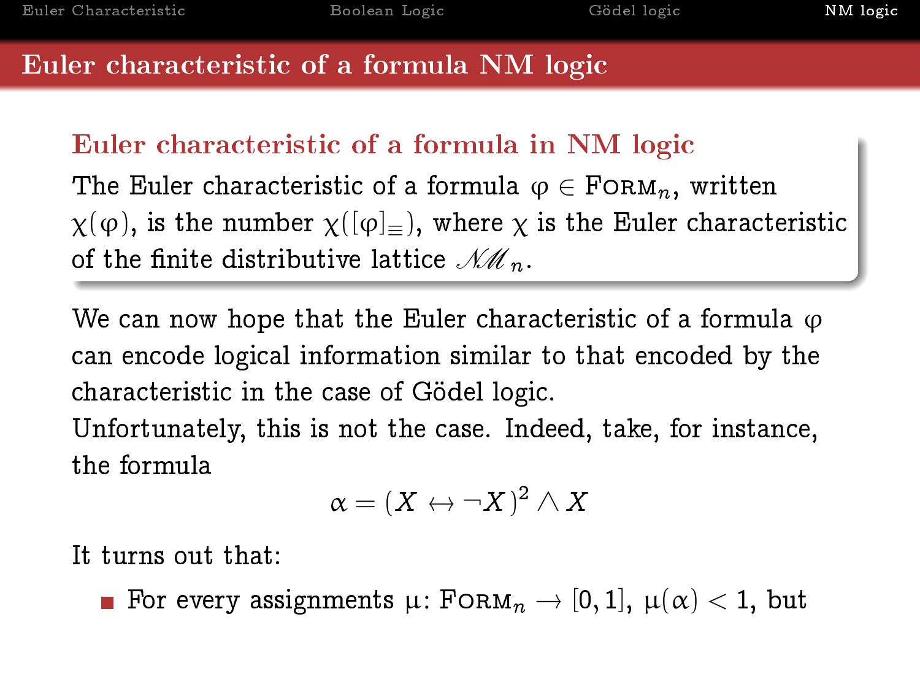# Euler characteristic of a formula NM logic

## Euler characteristic of a formula in NM logic

The Euler characteristic of a formula $\varphi \in \textsc{Form}_n$, written $\chi(\varphi)$, is the number $\chi([\varphi]_\equiv)$, where $\chi$ is the Euler characteristic of the finite distributive lattice $\mathscr{NM}_n$.

We can now hope that the Euler characteristic of a formula $\varphi$ can encode logical information similar to that encoded by the characteristic in the case of Gödel logic.

Unfortunately, this is not the case. Indeed, take, for instance, the formula

$$\alpha = (X \leftrightarrow \neg X)^2 \wedge X$$

It turns out that:

- For every assignments $\mu\colon \textsc{Form}_n \to [0,1]$, $\mu(\alpha) < 1$, but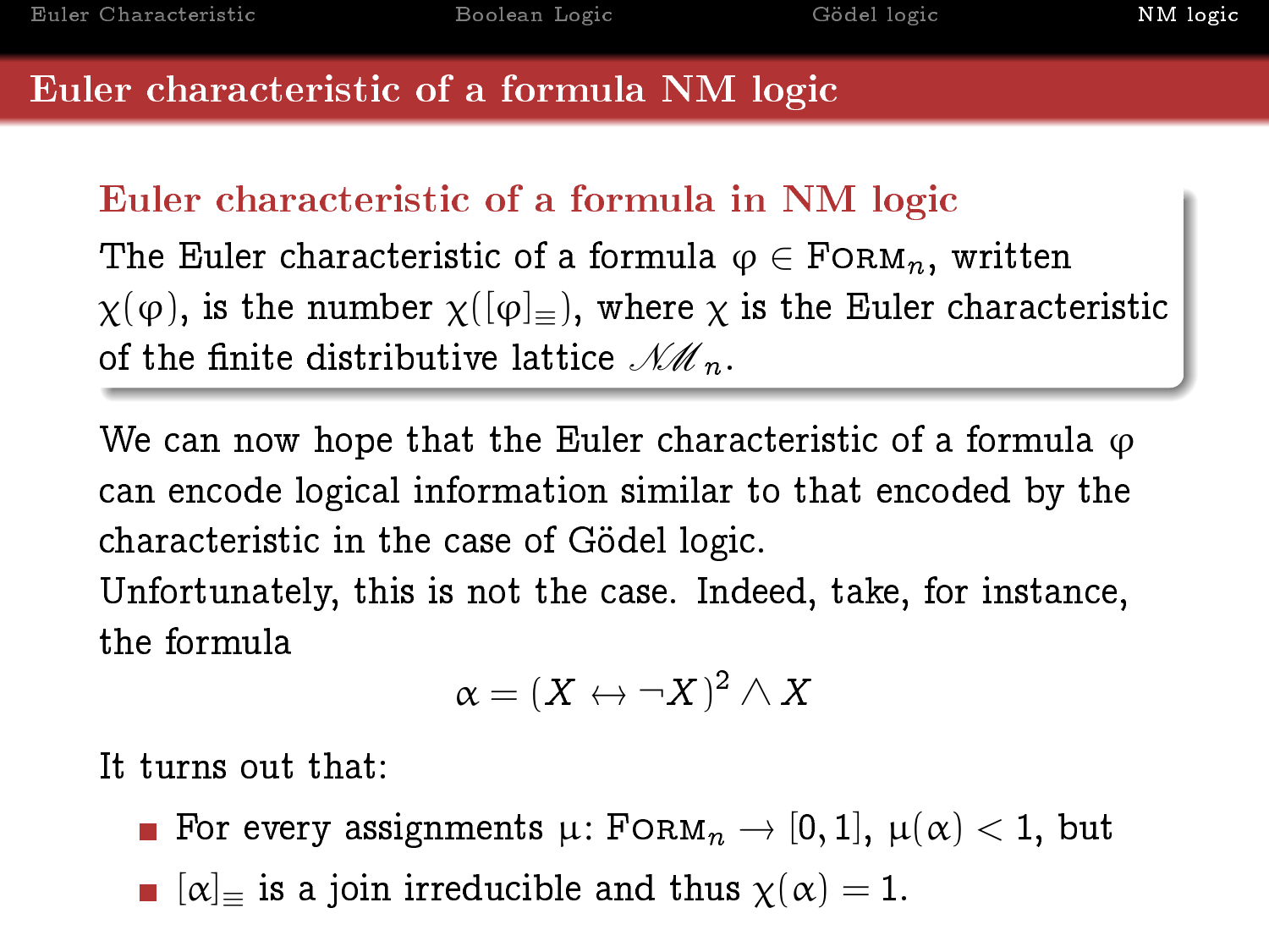# Euler characteristic of a formula NM logic

### Euler characteristic of a formula in NM logic

The Euler characteristic of a formula $\varphi \in \textsc{Form}_n$, written $\chi(\varphi)$, is the number $\chi([\varphi]_\equiv)$, where $\chi$ is the Euler characteristic of the finite distributive lattice $\mathscr{NM}_n$.

We can now hope that the Euler characteristic of a formula $\varphi$ can encode logical information similar to that encoded by the characteristic in the case of Gödel logic.

Unfortunately, this is not the case. Indeed, take, for instance, the formula

$$\alpha = (X \leftrightarrow \neg X)^2 \wedge X$$

It turns out that:

- For every assignments $\mu \colon \textsc{Form}_n \to [0,1]$, $\mu(\alpha) < 1$, but
- $[\alpha]_\equiv$ is a join irreducible and thus $\chi(\alpha) = 1$.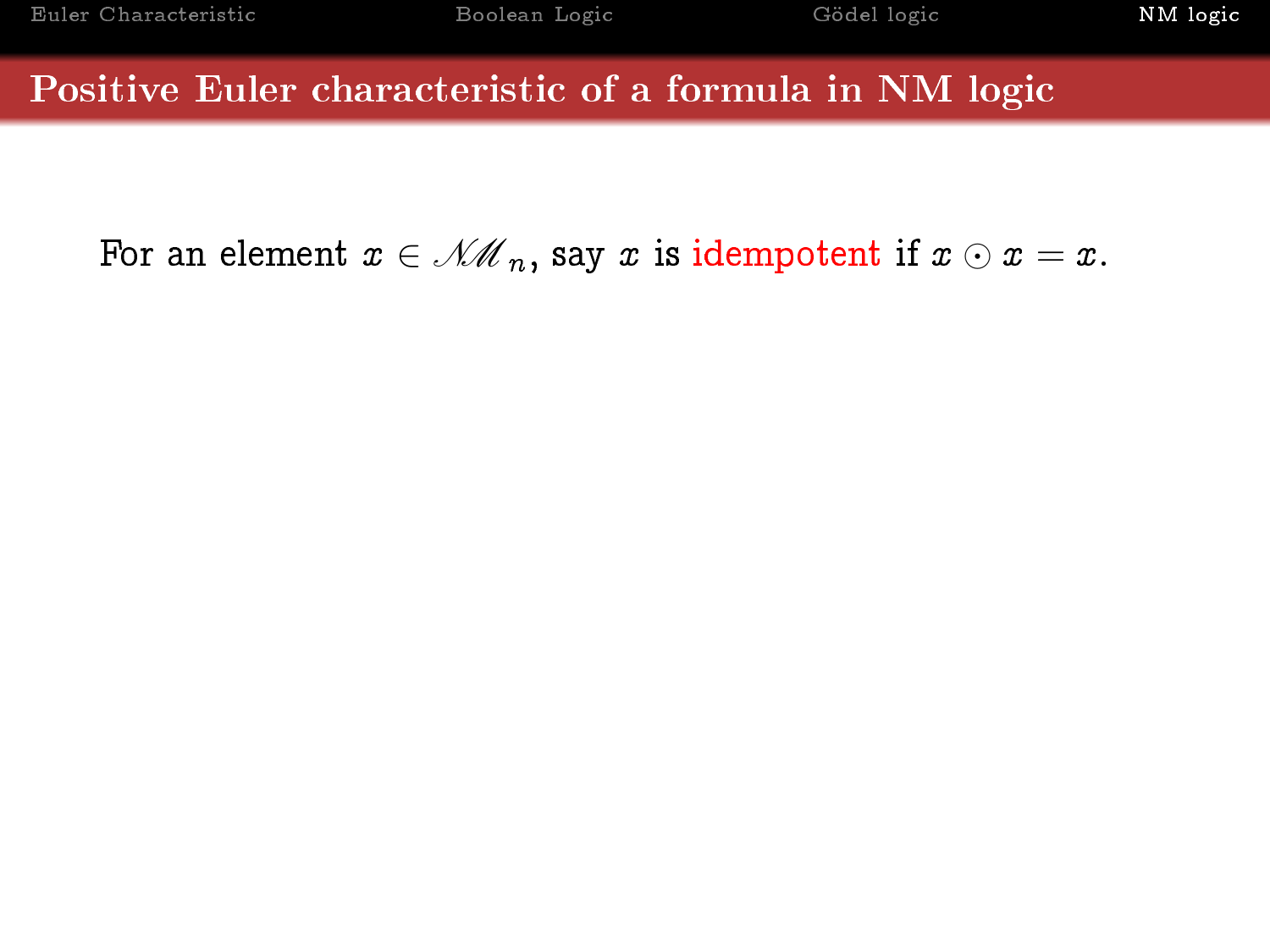# Positive Euler characteristic of a formula in NM logic

For an element $x \in \mathscr{NM}_n$, say $x$ is idempotent if $x \odot x = x$.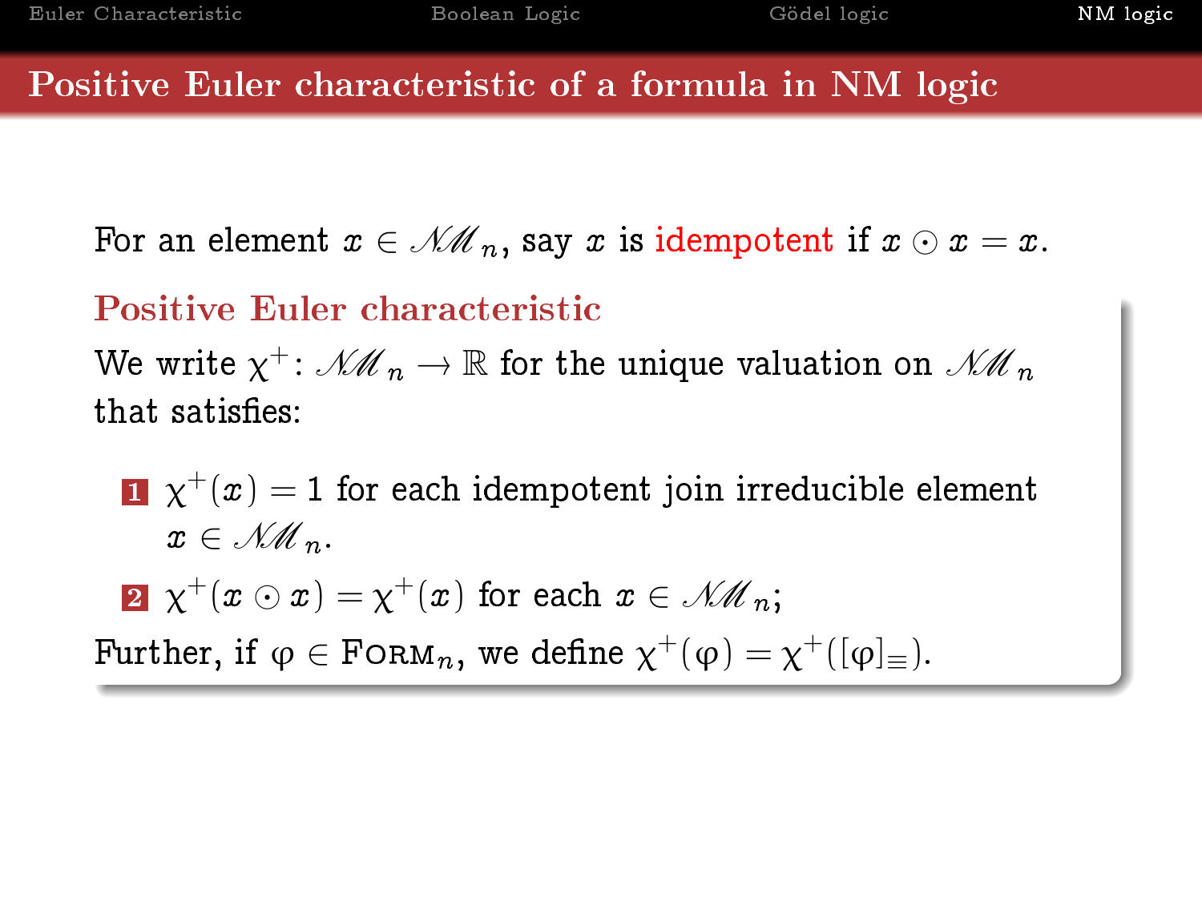# Positive Euler characteristic of a formula in NM logic

For an element $x \in \mathscr{NM}_n$, say $x$ is idempotent if $x \odot x = x$.

### Positive Euler characteristic

We write $\chi^+ \colon \mathscr{NM}_n \to \mathbb{R}$ for the unique valuation on $\mathscr{NM}_n$ that satisfies:

1. $\chi^+(x) = 1$ for each idempotent join irreducible element $x \in \mathscr{NM}_n$.
2. $\chi^+(x \odot x) = \chi^+(x)$ for each $x \in \mathscr{NM}_n$;

Further, if $\varphi \in \textsc{Form}_n$, we define $\chi^+(\varphi) = \chi^+([\varphi]_\equiv)$.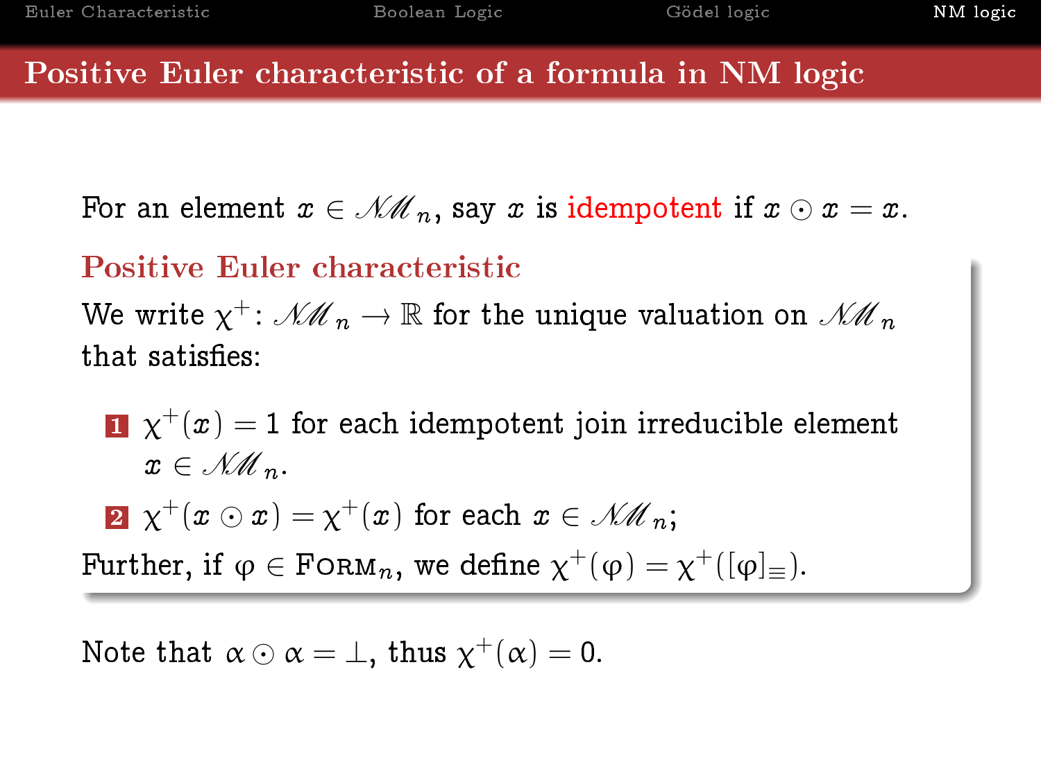# Positive Euler characteristic of a formula in NM logic

For an element $x \in \mathscr{NM}_n$, say $x$ is idempotent if $x \odot x = x$.

## Positive Euler characteristic

We write $\chi^+ \colon \mathscr{NM}_n \to \mathbb{R}$ for the unique valuation on $\mathscr{NM}_n$ that satisfies:

1. $\chi^+(x) = 1$ for each idempotent join irreducible element $x \in \mathscr{NM}_n$.
2. $\chi^+(x \odot x) = \chi^+(x)$ for each $x \in \mathscr{NM}_n$;

Further, if $\varphi \in \textsc{Form}_n$, we define $\chi^+(\varphi) = \chi^+([\varphi]_\equiv)$.

Note that $\alpha \odot \alpha = \bot$, thus $\chi^+(\alpha) = 0$.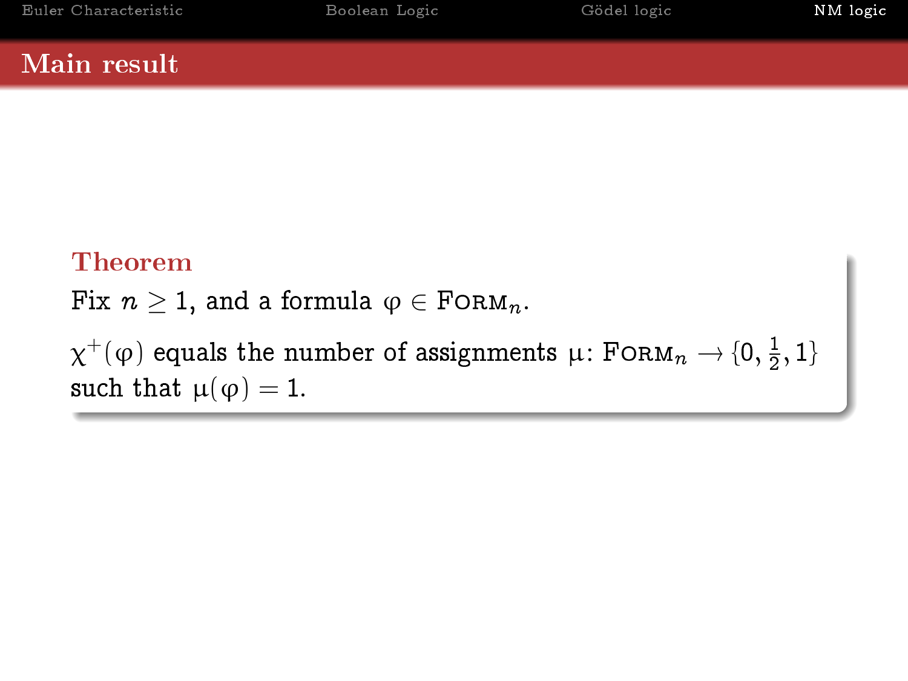## Main result

**Theorem**

Fix $n \geq 1$, and a formula $\varphi \in \textsc{Form}_n$.

$\chi^+(\varphi)$ equals the number of assignments $\mu\colon \textsc{Form}_n \to \{0, \frac{1}{2}, 1\}$ such that $\mu(\varphi) = 1$.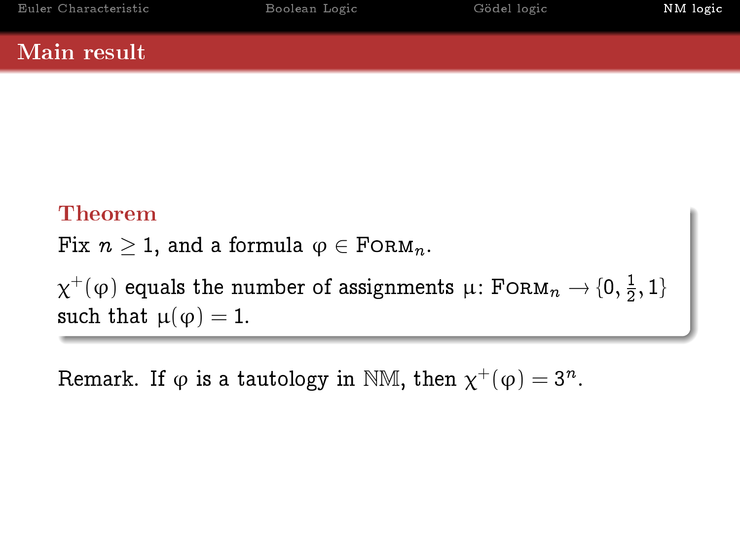## Main result

**Theorem**

Fix $n \geq 1$, and a formula $\varphi \in \textsc{Form}_n$.

$\chi^+(\varphi)$ equals the number of assignments $\mu \colon \textsc{Form}_n \to \{0, \frac{1}{2}, 1\}$ such that $\mu(\varphi) = 1$.

Remark. If $\varphi$ is a tautology in $\mathbb{NM}$, then $\chi^+(\varphi) = 3^n$.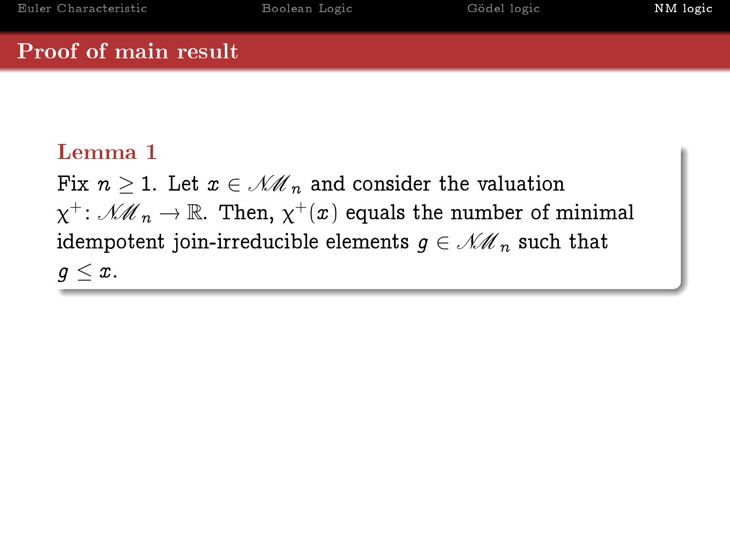## Proof of main result

**Lemma 1**

Fix $n \geq 1$. Let $x \in \mathscr{NM}_n$ and consider the valuation $\chi^+ \colon \mathscr{NM}_n \to \mathbb{R}$. Then, $\chi^+(x)$ equals the number of minimal idempotent join-irreducible elements $g \in \mathscr{NM}_n$ such that $g \leq x$.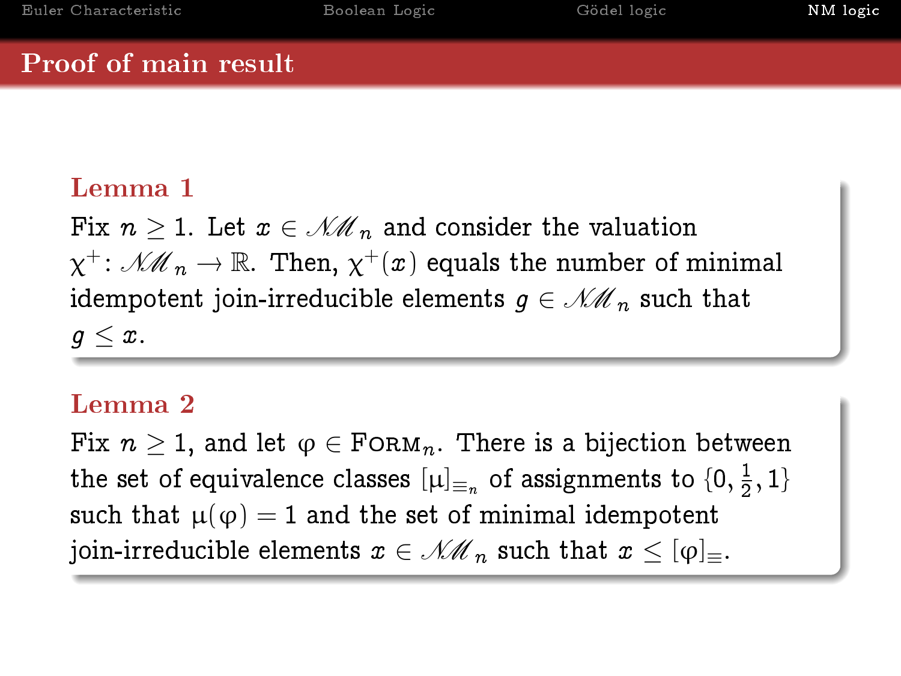## Proof of main result

**Lemma 1**

Fix $n \geq 1$. Let $x \in \mathscr{NM}_n$ and consider the valuation $\chi^+ \colon \mathscr{NM}_n \to \mathbb{R}$. Then, $\chi^+(x)$ equals the number of minimal idempotent join-irreducible elements $g \in \mathscr{NM}_n$ such that $g \leq x$.

**Lemma 2**

Fix $n \geq 1$, and let $\varphi \in \textsc{Form}_n$. There is a bijection between the set of equivalence classes $[\mu]_{\equiv_n}$ of assignments to $\{0, \frac{1}{2}, 1\}$ such that $\mu(\varphi) = 1$ and the set of minimal idempotent join-irreducible elements $x \in \mathscr{NM}_n$ such that $x \leq [\varphi]_{\equiv}$.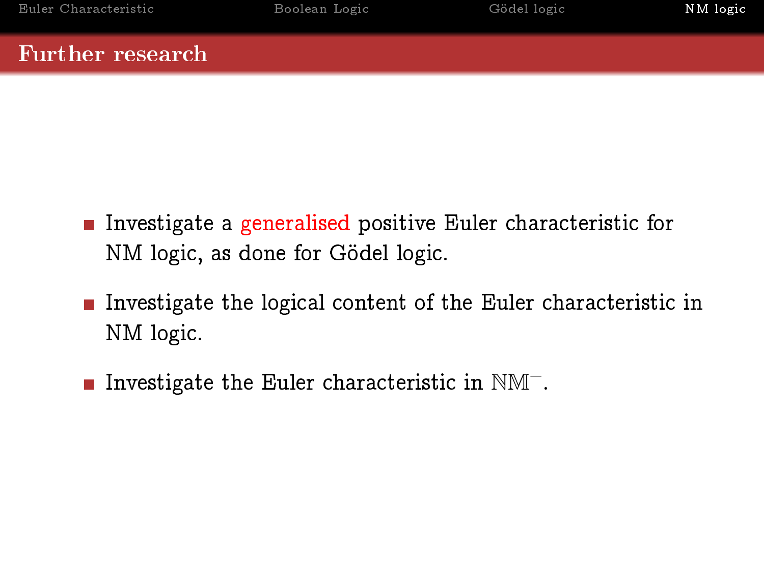## Further research

- Investigate a generalised positive Euler characteristic for NM logic, as done for Gödel logic.
- Investigate the logical content of the Euler characteristic in NM logic.
- Investigate the Euler characteristic in $\mathbb{NM}^{-}$.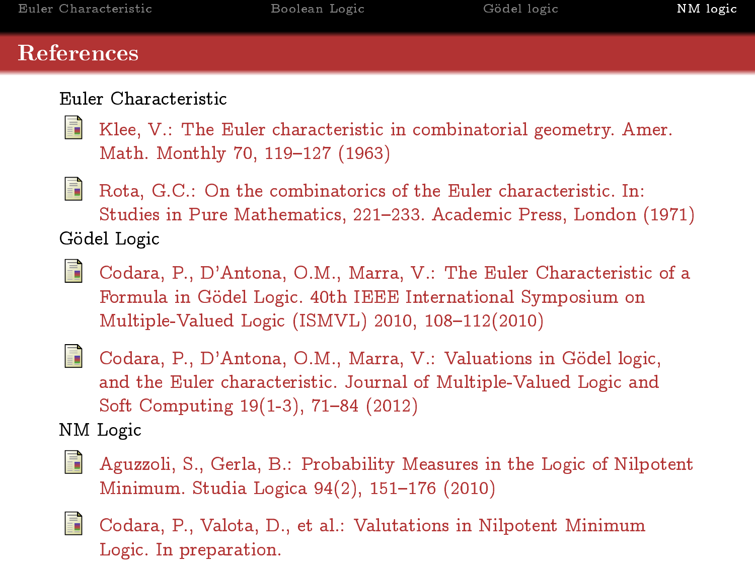# References

Euler Characteristic

- Klee, V.: The Euler characteristic in combinatorial geometry. Amer. Math. Monthly 70, 119–127 (1963)
- Rota, G.C.: On the combinatorics of the Euler characteristic. In: Studies in Pure Mathematics, 221–233. Academic Press, London (1971)

Gödel Logic

- Codara, P., D'Antona, O.M., Marra, V.: The Euler Characteristic of a Formula in Gödel Logic. 40th IEEE International Symposium on Multiple-Valued Logic (ISMVL) 2010, 108–112(2010)
- Codara, P., D'Antona, O.M., Marra, V.: Valuations in Gödel logic, and the Euler characteristic. Journal of Multiple-Valued Logic and Soft Computing 19(1-3), 71–84 (2012)

NM Logic

- Aguzzoli, S., Gerla, B.: Probability Measures in the Logic of Nilpotent Minimum. Studia Logica 94(2), 151–176 (2010)
- Codara, P., Valota, D., et al.: Valutations in Nilpotent Minimum Logic. In preparation.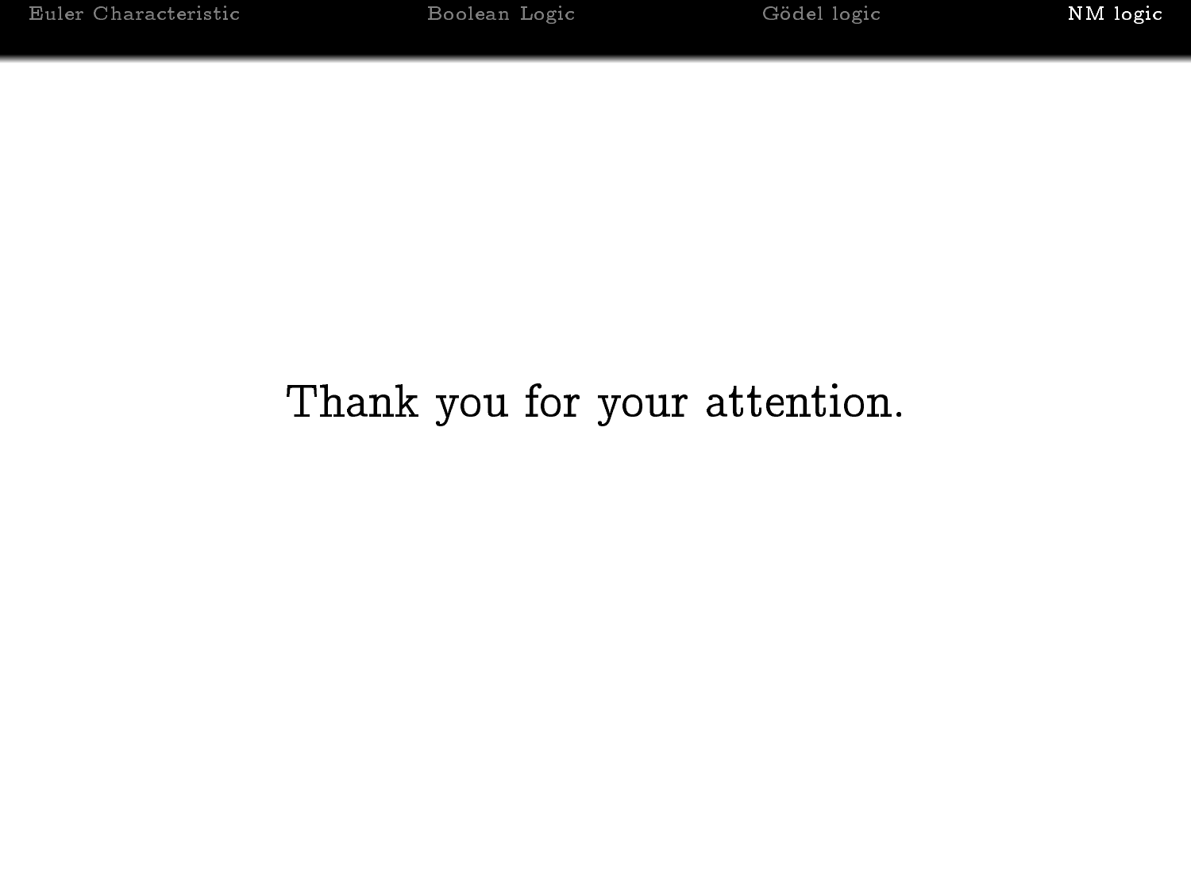Thank you for your attention.